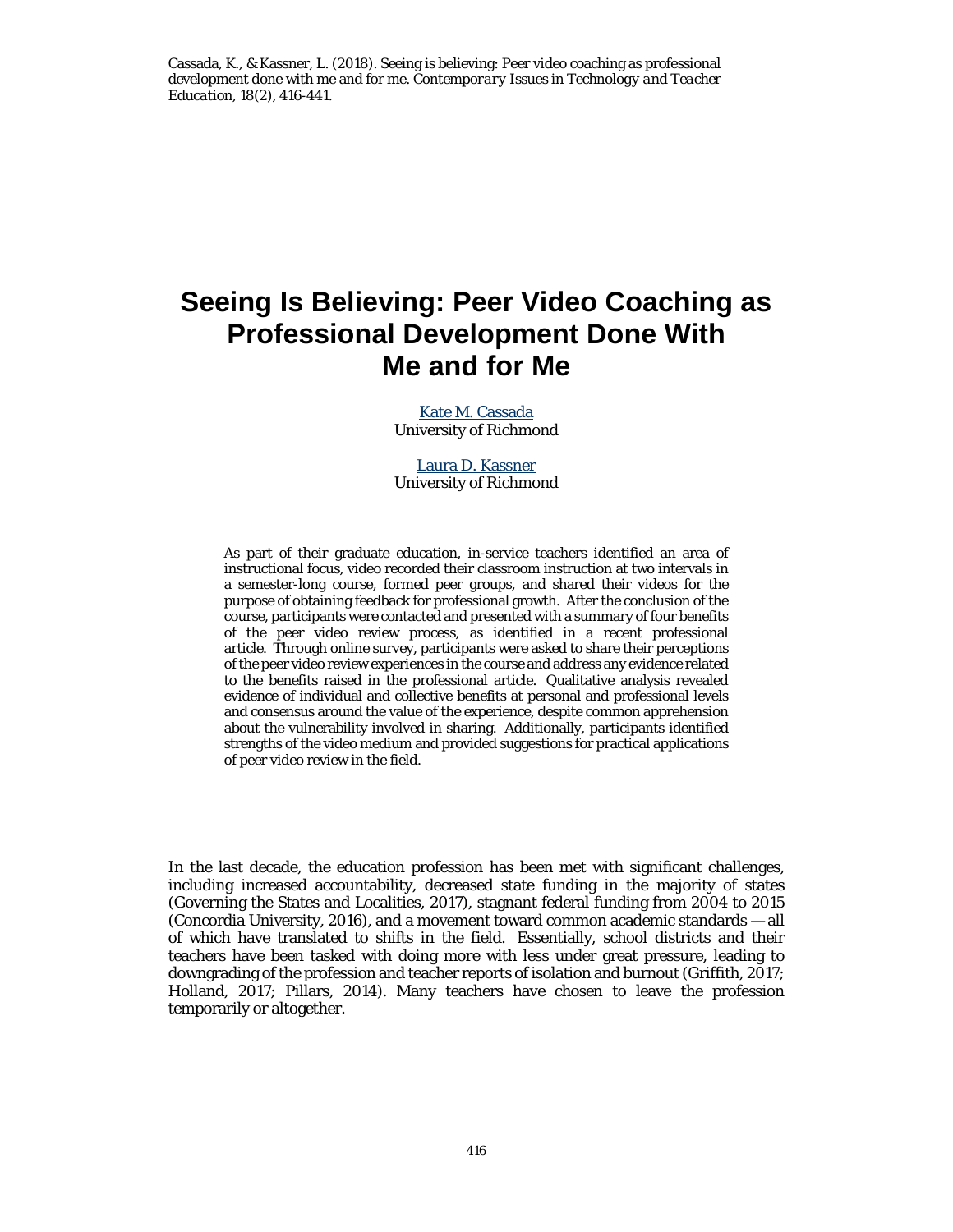Cassada, K., & Kassner, L. (2018). Seeing is believing: Peer video coaching as professional development done with me and for me. *Contemporary Issues in Technology and Teacher Education, 18*(2), 416-441.

# Seeing Is Believing: Peer Video Coaching as Professional Development Done With Me and for Me

Kate M. Cassada
University of Richmond

Laura D. Kassner
University of Richmond

As part of their graduate education, in-service teachers identified an area of instructional focus, video recorded their classroom instruction at two intervals in a semester-long course, formed peer groups, and shared their videos for the purpose of obtaining feedback for professional growth. After the conclusion of the course, participants were contacted and presented with a summary of four benefits of the peer video review process, as identified in a recent professional article. Through online survey, participants were asked to share their perceptions of the peer video review experiences in the course and address any evidence related to the benefits raised in the professional article. Qualitative analysis revealed evidence of individual and collective benefits at personal and professional levels and consensus around the value of the experience, despite common apprehension about the vulnerability involved in sharing. Additionally, participants identified strengths of the video medium and provided suggestions for practical applications of peer video review in the field.

In the last decade, the education profession has been met with significant challenges, including increased accountability, decreased state funding in the majority of states (Governing the States and Localities, 2017), stagnant federal funding from 2004 to 2015 (Concordia University, 2016), and a movement toward common academic standards — all of which have translated to shifts in the field. Essentially, school districts and their teachers have been tasked with doing more with less under great pressure, leading to downgrading of the profession and teacher reports of isolation and burnout (Griffith, 2017; Holland, 2017; Pillars, 2014). Many teachers have chosen to leave the profession temporarily or altogether.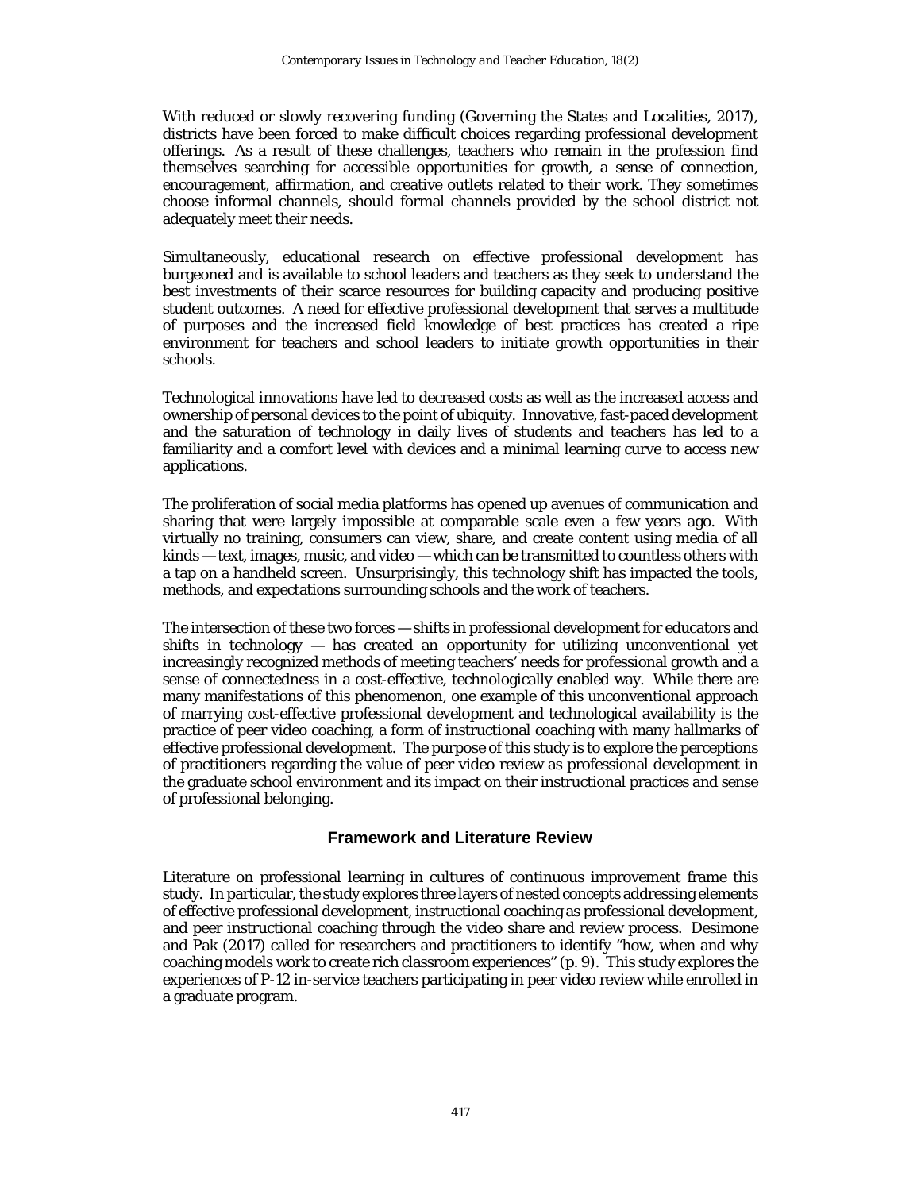With reduced or slowly recovering funding (Governing the States and Localities, 2017), districts have been forced to make difficult choices regarding professional development offerings. As a result of these challenges, teachers who remain in the profession find themselves searching for accessible opportunities for growth, a sense of connection, encouragement, affirmation, and creative outlets related to their work. They sometimes choose informal channels, should formal channels provided by the school district not adequately meet their needs.

Simultaneously, educational research on effective professional development has burgeoned and is available to school leaders and teachers as they seek to understand the best investments of their scarce resources for building capacity and producing positive student outcomes. A need for effective professional development that serves a multitude of purposes and the increased field knowledge of best practices has created a ripe environment for teachers and school leaders to initiate growth opportunities in their schools.

Technological innovations have led to decreased costs as well as the increased access and ownership of personal devices to the point of ubiquity. Innovative, fast-paced development and the saturation of technology in daily lives of students and teachers has led to a familiarity and a comfort level with devices and a minimal learning curve to access new applications.

The proliferation of social media platforms has opened up avenues of communication and sharing that were largely impossible at comparable scale even a few years ago. With virtually no training, consumers can view, share, and create content using media of all kinds — text, images, music, and video — which can be transmitted to countless others with a tap on a handheld screen. Unsurprisingly, this technology shift has impacted the tools, methods, and expectations surrounding schools and the work of teachers.

The intersection of these two forces — shifts in professional development for educators and shifts in technology — has created an opportunity for utilizing unconventional yet increasingly recognized methods of meeting teachers' needs for professional growth and a sense of connectedness in a cost-effective, technologically enabled way. While there are many manifestations of this phenomenon, one example of this unconventional approach of marrying cost-effective professional development and technological availability is the practice of peer video coaching, a form of instructional coaching with many hallmarks of effective professional development. The purpose of this study is to explore the perceptions of practitioners regarding the value of peer video review as professional development in the graduate school environment and its impact on their instructional practices and sense of professional belonging.

## Framework and Literature Review

Literature on professional learning in cultures of continuous improvement frame this study. In particular, the study explores three layers of nested concepts addressing elements of effective professional development, instructional coaching as professional development, and peer instructional coaching through the video share and review process. Desimone and Pak (2017) called for researchers and practitioners to identify "how, when and why coaching models work to create rich classroom experiences" (p. 9). This study explores the experiences of P-12 in-service teachers participating in peer video review while enrolled in a graduate program.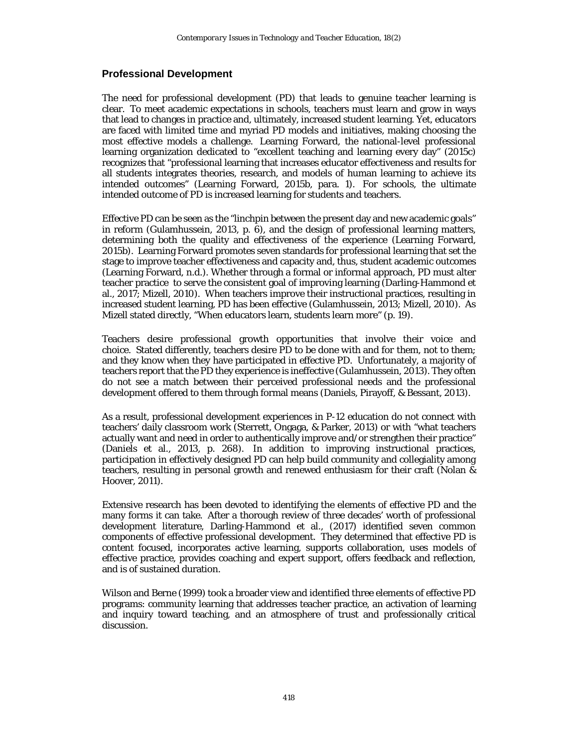## Professional Development

The need for professional development (PD) that leads to genuine teacher learning is clear. To meet academic expectations in schools, teachers must learn and grow in ways that lead to changes in practice and, ultimately, increased student learning. Yet, educators are faced with limited time and myriad PD models and initiatives, making choosing the most effective models a challenge. Learning Forward, the national-level professional learning organization dedicated to "excellent teaching and learning every day" (2015c) recognizes that "professional learning that increases educator effectiveness and results for all students integrates theories, research, and models of human learning to achieve its intended outcomes" (Learning Forward, 2015b, para. 1). For schools, the ultimate intended outcome of PD is increased learning for students and teachers.

Effective PD can be seen as the "linchpin between the present day and new academic goals" in reform (Gulamhussein, 2013, p. 6), and the design of professional learning matters, determining both the quality and effectiveness of the experience (Learning Forward, 2015b). Learning Forward promotes seven standards for professional learning that set the stage to improve teacher effectiveness and capacity and, thus, student academic outcomes (Learning Forward, n.d.). Whether through a formal or informal approach, PD must alter teacher practice to serve the consistent goal of improving learning (Darling-Hammond et al., 2017; Mizell, 2010). When teachers improve their instructional practices, resulting in increased student learning, PD has been effective (Gulamhussein, 2013; Mizell, 2010). As Mizell stated directly, "When educators learn, students learn more" (p. 19).

Teachers desire professional growth opportunities that involve their voice and choice. Stated differently, teachers desire PD to be done with and for them, not to them; and they know when they have participated in effective PD. Unfortunately, a majority of teachers report that the PD they experience is ineffective (Gulamhussein, 2013). They often do not see a match between their perceived professional needs and the professional development offered to them through formal means (Daniels, Pirayoff, & Bessant, 2013).

As a result, professional development experiences in P-12 education do not connect with teachers' daily classroom work (Sterrett, Ongaga, & Parker, 2013) or with "what teachers actually want and need in order to authentically improve and/or strengthen their practice" (Daniels et al., 2013, p. 268). In addition to improving instructional practices, participation in effectively designed PD can help build community and collegiality among teachers, resulting in personal growth and renewed enthusiasm for their craft (Nolan & Hoover, 2011).

Extensive research has been devoted to identifying the elements of effective PD and the many forms it can take. After a thorough review of three decades' worth of professional development literature, Darling-Hammond et al., (2017) identified seven common components of effective professional development. They determined that effective PD is content focused, incorporates active learning, supports collaboration, uses models of effective practice, provides coaching and expert support, offers feedback and reflection, and is of sustained duration.

Wilson and Berne (1999) took a broader view and identified three elements of effective PD programs: community learning that addresses teacher practice, an activation of learning and inquiry toward teaching, and an atmosphere of trust and professionally critical discussion.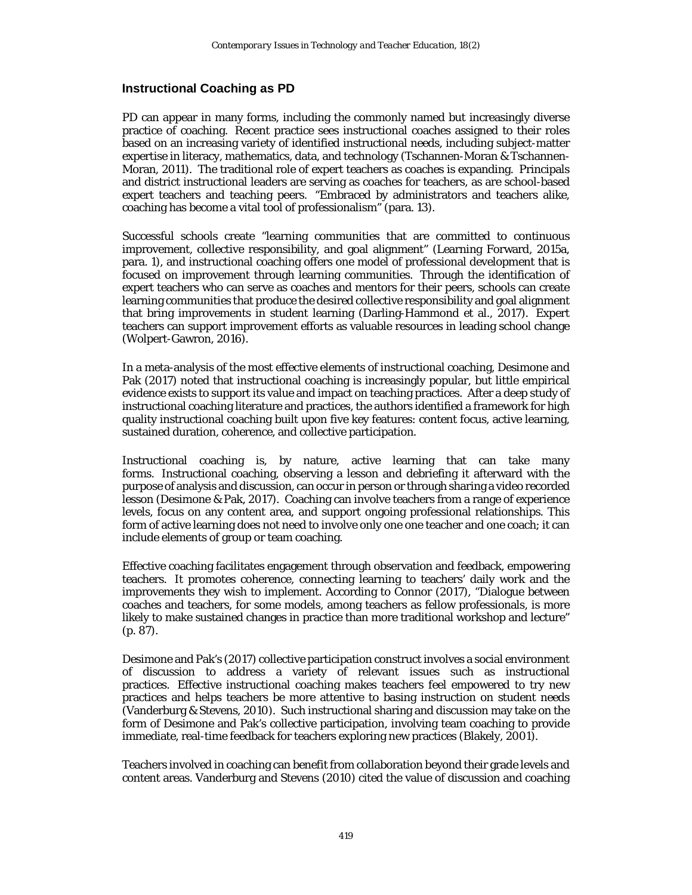## Instructional Coaching as PD

PD can appear in many forms, including the commonly named but increasingly diverse practice of coaching. Recent practice sees instructional coaches assigned to their roles based on an increasing variety of identified instructional needs, including subject-matter expertise in literacy, mathematics, data, and technology (Tschannen-Moran & Tschannen-Moran, 2011). The traditional role of expert teachers as coaches is expanding. Principals and district instructional leaders are serving as coaches for teachers, as are school-based expert teachers and teaching peers. "Embraced by administrators and teachers alike, coaching has become a vital tool of professionalism" (para. 13).

Successful schools create "learning communities that are committed to continuous improvement, collective responsibility, and goal alignment" (Learning Forward, 2015a, para. 1), and instructional coaching offers one model of professional development that is focused on improvement through learning communities. Through the identification of expert teachers who can serve as coaches and mentors for their peers, schools can create learning communities that produce the desired collective responsibility and goal alignment that bring improvements in student learning (Darling-Hammond et al., 2017). Expert teachers can support improvement efforts as valuable resources in leading school change (Wolpert-Gawron, 2016).

In a meta-analysis of the most effective elements of instructional coaching, Desimone and Pak (2017) noted that instructional coaching is increasingly popular, but little empirical evidence exists to support its value and impact on teaching practices. After a deep study of instructional coaching literature and practices, the authors identified a framework for high quality instructional coaching built upon five key features: content focus, active learning, sustained duration, coherence, and collective participation.

Instructional coaching is, by nature, active learning that can take many forms. Instructional coaching, observing a lesson and debriefing it afterward with the purpose of analysis and discussion, can occur in person or through sharing a video recorded lesson (Desimone & Pak, 2017). Coaching can involve teachers from a range of experience levels, focus on any content area, and support ongoing professional relationships. This form of active learning does not need to involve only one one teacher and one coach; it can include elements of group or team coaching.

Effective coaching facilitates engagement through observation and feedback, empowering teachers. It promotes coherence, connecting learning to teachers' daily work and the improvements they wish to implement. According to Connor (2017), "Dialogue between coaches and teachers, for some models, among teachers as fellow professionals, is more likely to make sustained changes in practice than more traditional workshop and lecture" (p. 87).

Desimone and Pak's (2017) collective participation construct involves a social environment of discussion to address a variety of relevant issues such as instructional practices. Effective instructional coaching makes teachers feel empowered to try new practices and helps teachers be more attentive to basing instruction on student needs (Vanderburg & Stevens, 2010). Such instructional sharing and discussion may take on the form of Desimone and Pak's collective participation, involving team coaching to provide immediate, real-time feedback for teachers exploring new practices (Blakely, 2001).

Teachers involved in coaching can benefit from collaboration beyond their grade levels and content areas. Vanderburg and Stevens (2010) cited the value of discussion and coaching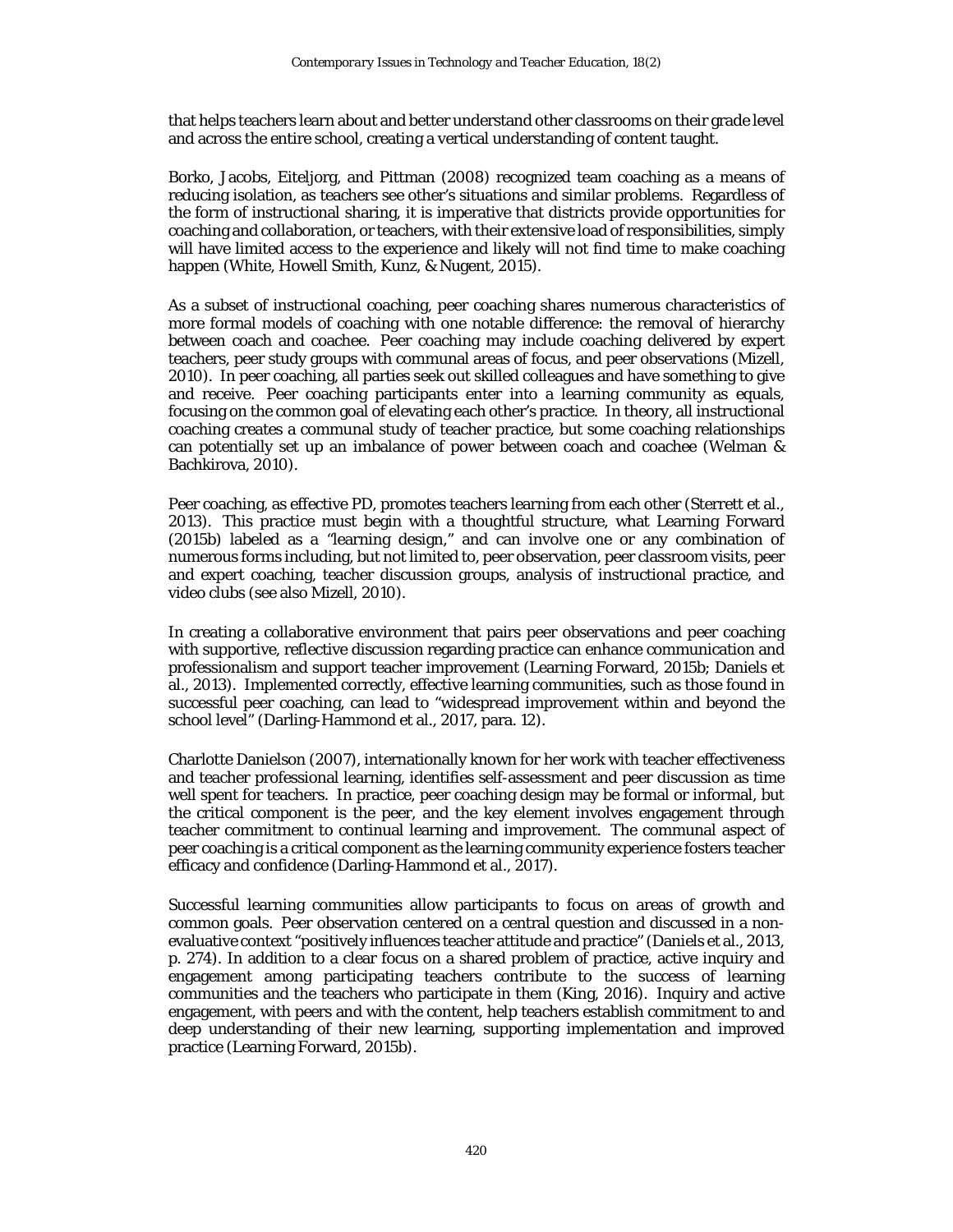that helps teachers learn about and better understand other classrooms on their grade level and across the entire school, creating a vertical understanding of content taught.

Borko, Jacobs, Eiteljorg, and Pittman (2008) recognized team coaching as a means of reducing isolation, as teachers see other's situations and similar problems. Regardless of the form of instructional sharing, it is imperative that districts provide opportunities for coaching and collaboration, or teachers, with their extensive load of responsibilities, simply will have limited access to the experience and likely will not find time to make coaching happen (White, Howell Smith, Kunz, & Nugent, 2015).

As a subset of instructional coaching, peer coaching shares numerous characteristics of more formal models of coaching with one notable difference: the removal of hierarchy between coach and coachee. Peer coaching may include coaching delivered by expert teachers, peer study groups with communal areas of focus, and peer observations (Mizell, 2010). In peer coaching, all parties seek out skilled colleagues and have something to give and receive. Peer coaching participants enter into a learning community as equals, focusing on the common goal of elevating each other's practice. In theory, all instructional coaching creates a communal study of teacher practice, but some coaching relationships can potentially set up an imbalance of power between coach and coachee (Welman & Bachkirova, 2010).

Peer coaching, as effective PD, promotes teachers learning from each other (Sterrett et al., 2013). This practice must begin with a thoughtful structure, what Learning Forward (2015b) labeled as a "learning design," and can involve one or any combination of numerous forms including, but not limited to, peer observation, peer classroom visits, peer and expert coaching, teacher discussion groups, analysis of instructional practice, and video clubs (see also Mizell, 2010).

In creating a collaborative environment that pairs peer observations and peer coaching with supportive, reflective discussion regarding practice can enhance communication and professionalism and support teacher improvement (Learning Forward, 2015b; Daniels et al., 2013). Implemented correctly, effective learning communities, such as those found in successful peer coaching, can lead to "widespread improvement within and beyond the school level" (Darling-Hammond et al., 2017, para. 12).

Charlotte Danielson (2007), internationally known for her work with teacher effectiveness and teacher professional learning, identifies self-assessment and peer discussion as time well spent for teachers. In practice, peer coaching design may be formal or informal, but the critical component is the peer, and the key element involves engagement through teacher commitment to continual learning and improvement. The communal aspect of peer coaching is a critical component as the learning community experience fosters teacher efficacy and confidence (Darling-Hammond et al., 2017).

Successful learning communities allow participants to focus on areas of growth and common goals. Peer observation centered on a central question and discussed in a non-evaluative context "positively influences teacher attitude and practice" (Daniels et al., 2013, p. 274). In addition to a clear focus on a shared problem of practice, active inquiry and engagement among participating teachers contribute to the success of learning communities and the teachers who participate in them (King, 2016). Inquiry and active engagement, with peers and with the content, help teachers establish commitment to and deep understanding of their new learning, supporting implementation and improved practice (Learning Forward, 2015b).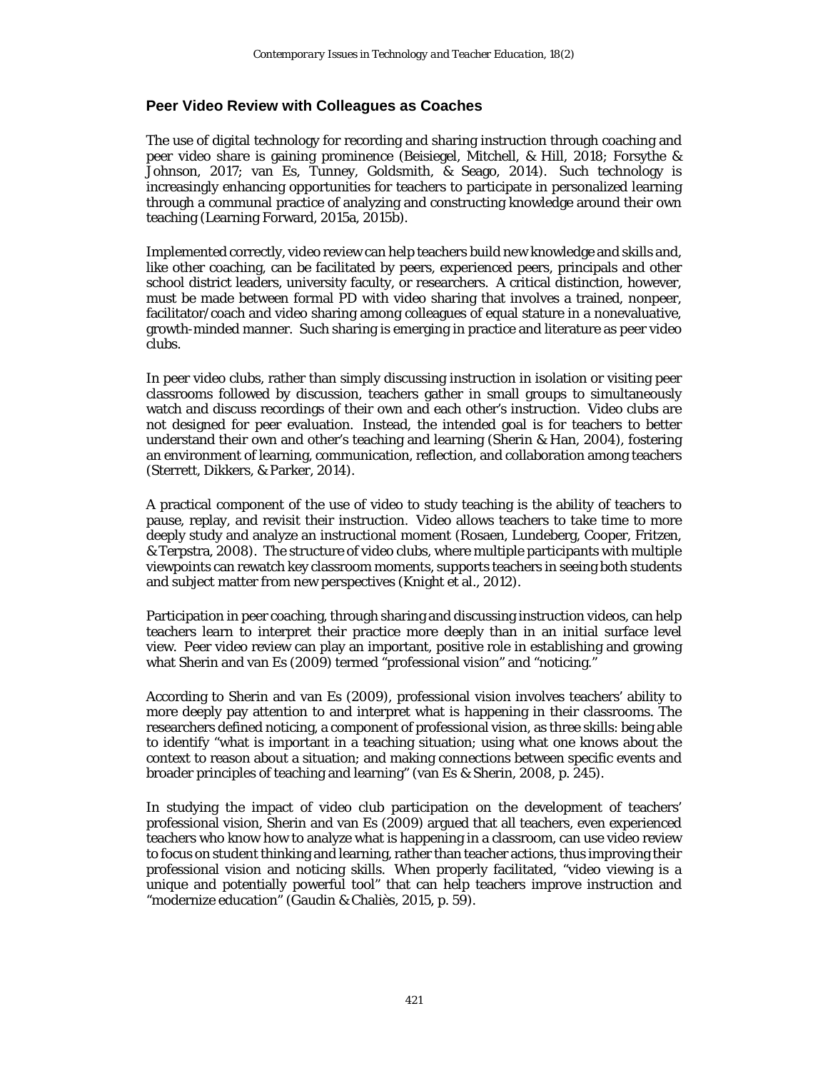## Peer Video Review with Colleagues as Coaches

The use of digital technology for recording and sharing instruction through coaching and peer video share is gaining prominence (Beisiegel, Mitchell, & Hill, 2018; Forsythe & Johnson, 2017; van Es, Tunney, Goldsmith, & Seago, 2014). Such technology is increasingly enhancing opportunities for teachers to participate in personalized learning through a communal practice of analyzing and constructing knowledge around their own teaching (Learning Forward, 2015a, 2015b).

Implemented correctly, video review can help teachers build new knowledge and skills and, like other coaching, can be facilitated by peers, experienced peers, principals and other school district leaders, university faculty, or researchers. A critical distinction, however, must be made between formal PD with video sharing that involves a trained, nonpeer, facilitator/coach and video sharing among colleagues of equal stature in a nonevaluative, growth-minded manner. Such sharing is emerging in practice and literature as peer video clubs.

In peer video clubs, rather than simply discussing instruction in isolation or visiting peer classrooms followed by discussion, teachers gather in small groups to simultaneously watch and discuss recordings of their own and each other's instruction. Video clubs are not designed for peer evaluation. Instead, the intended goal is for teachers to better understand their own and other's teaching and learning (Sherin & Han, 2004), fostering an environment of learning, communication, reflection, and collaboration among teachers (Sterrett, Dikkers, & Parker, 2014).

A practical component of the use of video to study teaching is the ability of teachers to pause, replay, and revisit their instruction. Video allows teachers to take time to more deeply study and analyze an instructional moment (Rosaen, Lundeberg, Cooper, Fritzen, & Terpstra, 2008). The structure of video clubs, where multiple participants with multiple viewpoints can rewatch key classroom moments, supports teachers in seeing both students and subject matter from new perspectives (Knight et al., 2012).

Participation in peer coaching, through sharing and discussing instruction videos, can help teachers learn to interpret their practice more deeply than in an initial surface level view. Peer video review can play an important, positive role in establishing and growing what Sherin and van Es (2009) termed "professional vision" and "noticing."

According to Sherin and van Es (2009), professional vision involves teachers' ability to more deeply pay attention to and interpret what is happening in their classrooms. The researchers defined noticing, a component of professional vision, as three skills: being able to identify "what is important in a teaching situation; using what one knows about the context to reason about a situation; and making connections between specific events and broader principles of teaching and learning" (van Es & Sherin, 2008, p. 245).

In studying the impact of video club participation on the development of teachers' professional vision, Sherin and van Es (2009) argued that all teachers, even experienced teachers who know how to analyze what is happening in a classroom, can use video review to focus on student thinking and learning, rather than teacher actions, thus improving their professional vision and noticing skills. When properly facilitated, "video viewing is a unique and potentially powerful tool" that can help teachers improve instruction and "modernize education" (Gaudin & Chaliès, 2015, p. 59).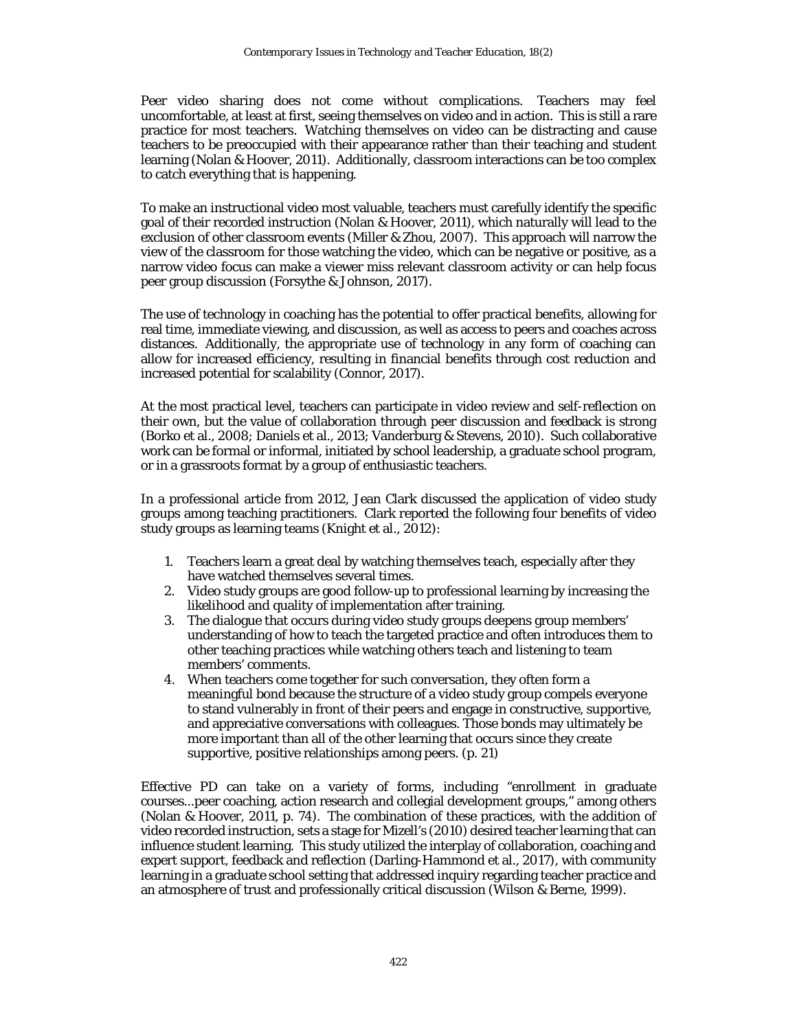Peer video sharing does not come without complications. Teachers may feel uncomfortable, at least at first, seeing themselves on video and in action. This is still a rare practice for most teachers. Watching themselves on video can be distracting and cause teachers to be preoccupied with their appearance rather than their teaching and student learning (Nolan & Hoover, 2011). Additionally, classroom interactions can be too complex to catch everything that is happening.

To make an instructional video most valuable, teachers must carefully identify the specific goal of their recorded instruction (Nolan & Hoover, 2011), which naturally will lead to the exclusion of other classroom events (Miller & Zhou, 2007). This approach will narrow the view of the classroom for those watching the video, which can be negative or positive, as a narrow video focus can make a viewer miss relevant classroom activity or can help focus peer group discussion (Forsythe & Johnson, 2017).

The use of technology in coaching has the potential to offer practical benefits, allowing for real time, immediate viewing, and discussion, as well as access to peers and coaches across distances. Additionally, the appropriate use of technology in any form of coaching can allow for increased efficiency, resulting in financial benefits through cost reduction and increased potential for scalability (Connor, 2017).

At the most practical level, teachers can participate in video review and self-reflection on their own, but the value of collaboration through peer discussion and feedback is strong (Borko et al., 2008; Daniels et al., 2013; Vanderburg & Stevens, 2010). Such collaborative work can be formal or informal, initiated by school leadership, a graduate school program, or in a grassroots format by a group of enthusiastic teachers.

In a professional article from 2012, Jean Clark discussed the application of video study groups among teaching practitioners. Clark reported the following four benefits of video study groups as learning teams (Knight et al., 2012):

1. Teachers learn a great deal by watching themselves teach, especially after they have watched themselves several times.
2. Video study groups are good follow-up to professional learning by increasing the likelihood and quality of implementation after training.
3. The dialogue that occurs during video study groups deepens group members' understanding of how to teach the targeted practice and often introduces them to other teaching practices while watching others teach and listening to team members' comments.
4. When teachers come together for such conversation, they often form a meaningful bond because the structure of a video study group compels everyone to stand vulnerably in front of their peers and engage in constructive, supportive, and appreciative conversations with colleagues. Those bonds may ultimately be more important than all of the other learning that occurs since they create supportive, positive relationships among peers. (p. 21)

Effective PD can take on a variety of forms, including "enrollment in graduate courses...peer coaching, action research and collegial development groups," among others (Nolan & Hoover, 2011, p. 74). The combination of these practices, with the addition of video recorded instruction, sets a stage for Mizell's (2010) desired teacher learning that can influence student learning. This study utilized the interplay of collaboration, coaching and expert support, feedback and reflection (Darling-Hammond et al., 2017), with community learning in a graduate school setting that addressed inquiry regarding teacher practice and an atmosphere of trust and professionally critical discussion (Wilson & Berne, 1999).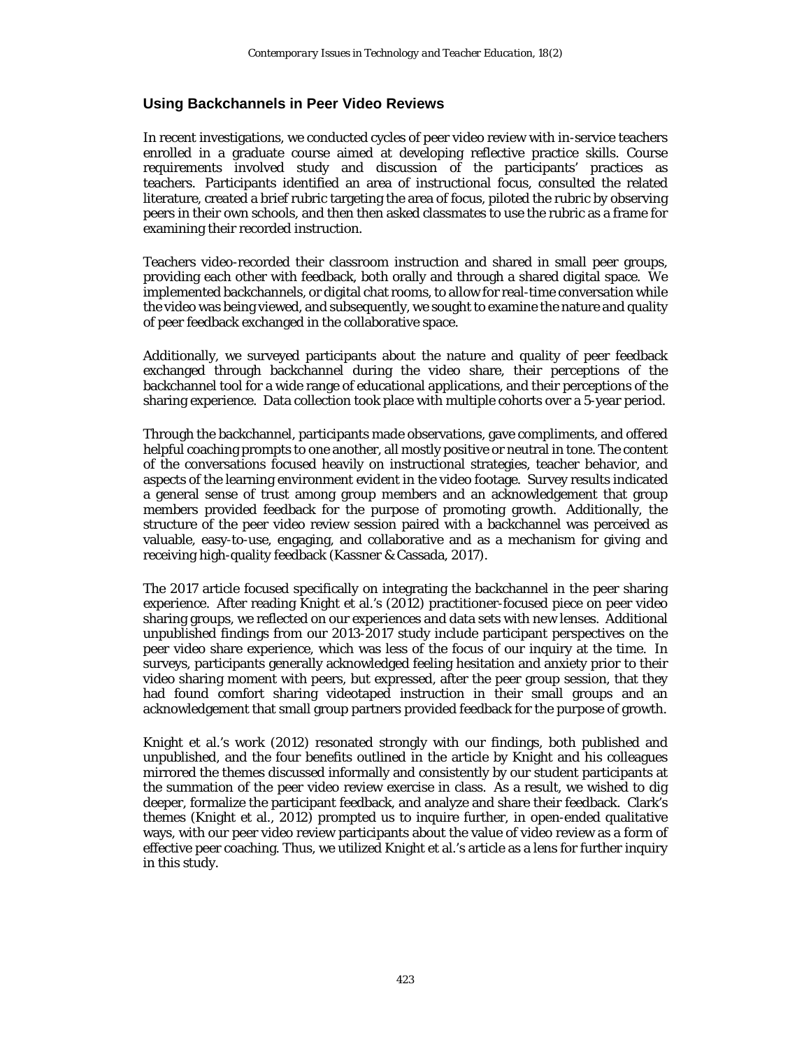## Using Backchannels in Peer Video Reviews

In recent investigations, we conducted cycles of peer video review with in-service teachers enrolled in a graduate course aimed at developing reflective practice skills. Course requirements involved study and discussion of the participants' practices as teachers. Participants identified an area of instructional focus, consulted the related literature, created a brief rubric targeting the area of focus, piloted the rubric by observing peers in their own schools, and then then asked classmates to use the rubric as a frame for examining their recorded instruction.

Teachers video-recorded their classroom instruction and shared in small peer groups, providing each other with feedback, both orally and through a shared digital space. We implemented backchannels, or digital chat rooms, to allow for real-time conversation while the video was being viewed, and subsequently, we sought to examine the nature and quality of peer feedback exchanged in the collaborative space.

Additionally, we surveyed participants about the nature and quality of peer feedback exchanged through backchannel during the video share, their perceptions of the backchannel tool for a wide range of educational applications, and their perceptions of the sharing experience. Data collection took place with multiple cohorts over a 5-year period.

Through the backchannel, participants made observations, gave compliments, and offered helpful coaching prompts to one another, all mostly positive or neutral in tone. The content of the conversations focused heavily on instructional strategies, teacher behavior, and aspects of the learning environment evident in the video footage. Survey results indicated a general sense of trust among group members and an acknowledgement that group members provided feedback for the purpose of promoting growth. Additionally, the structure of the peer video review session paired with a backchannel was perceived as valuable, easy-to-use, engaging, and collaborative and as a mechanism for giving and receiving high-quality feedback (Kassner & Cassada, 2017).

The 2017 article focused specifically on integrating the backchannel in the peer sharing experience. After reading Knight et al.'s (2012) practitioner-focused piece on peer video sharing groups, we reflected on our experiences and data sets with new lenses. Additional unpublished findings from our 2013-2017 study include participant perspectives on the peer video share experience, which was less of the focus of our inquiry at the time. In surveys, participants generally acknowledged feeling hesitation and anxiety prior to their video sharing moment with peers, but expressed, after the peer group session, that they had found comfort sharing videotaped instruction in their small groups and an acknowledgement that small group partners provided feedback for the purpose of growth.

Knight et al.'s work (2012) resonated strongly with our findings, both published and unpublished, and the four benefits outlined in the article by Knight and his colleagues mirrored the themes discussed informally and consistently by our student participants at the summation of the peer video review exercise in class. As a result, we wished to dig deeper, formalize the participant feedback, and analyze and share their feedback. Clark's themes (Knight et al., 2012) prompted us to inquire further, in open-ended qualitative ways, with our peer video review participants about the value of video review as a form of effective peer coaching. Thus, we utilized Knight et al.'s article as a lens for further inquiry in this study.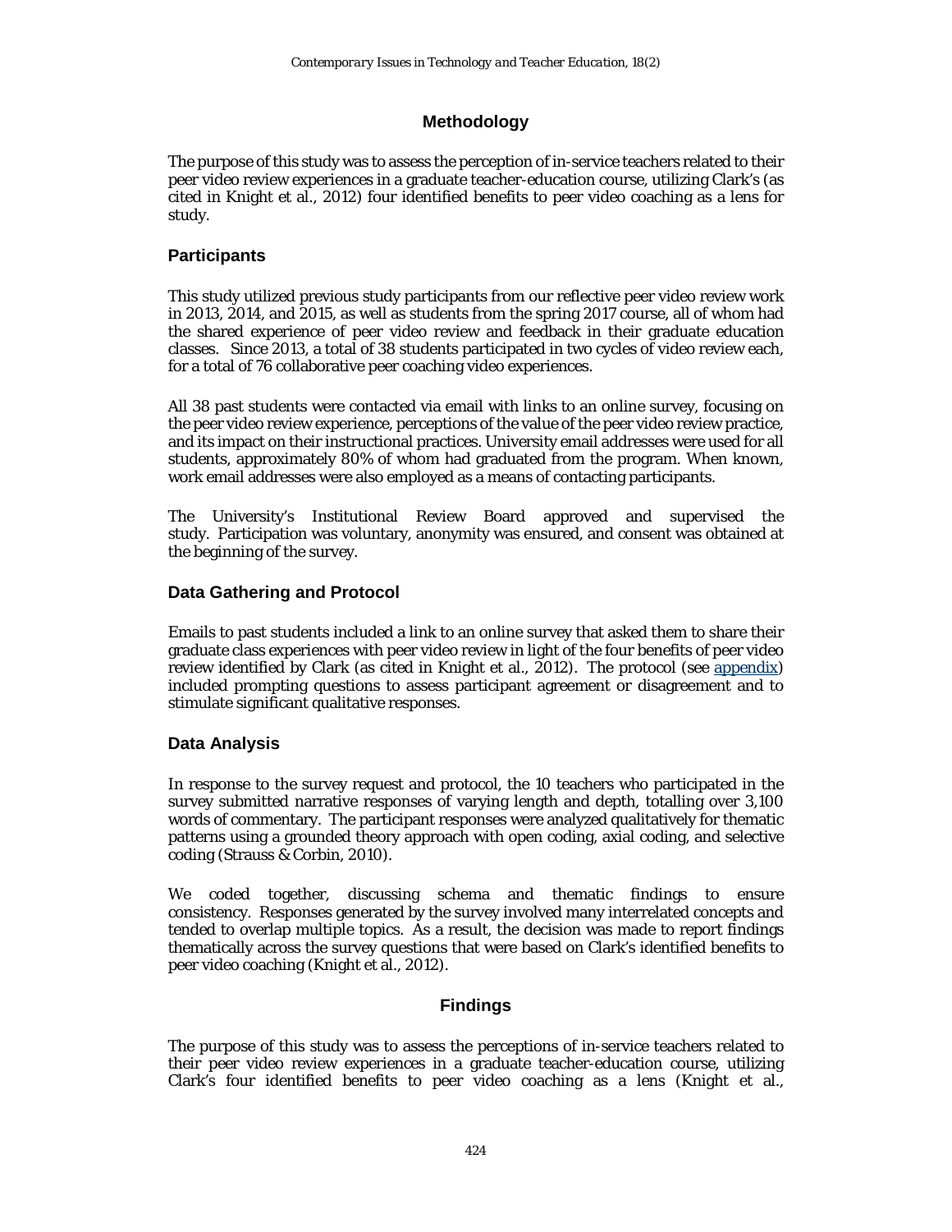## Methodology

The purpose of this study was to assess the perception of in-service teachers related to their peer video review experiences in a graduate teacher-education course, utilizing Clark's (as cited in Knight et al., 2012) four identified benefits to peer video coaching as a lens for study.

### Participants

This study utilized previous study participants from our reflective peer video review work in 2013, 2014, and 2015, as well as students from the spring 2017 course, all of whom had the shared experience of peer video review and feedback in their graduate education classes. Since 2013, a total of 38 students participated in two cycles of video review each, for a total of 76 collaborative peer coaching video experiences.

All 38 past students were contacted via email with links to an online survey, focusing on the peer video review experience, perceptions of the value of the peer video review practice, and its impact on their instructional practices. University email addresses were used for all students, approximately 80% of whom had graduated from the program. When known, work email addresses were also employed as a means of contacting participants.

The University's Institutional Review Board approved and supervised the study. Participation was voluntary, anonymity was ensured, and consent was obtained at the beginning of the survey.

### Data Gathering and Protocol

Emails to past students included a link to an online survey that asked them to share their graduate class experiences with peer video review in light of the four benefits of peer video review identified by Clark (as cited in Knight et al., 2012). The protocol (see [appendix]) included prompting questions to assess participant agreement or disagreement and to stimulate significant qualitative responses.

### Data Analysis

In response to the survey request and protocol, the 10 teachers who participated in the survey submitted narrative responses of varying length and depth, totalling over 3,100 words of commentary. The participant responses were analyzed qualitatively for thematic patterns using a grounded theory approach with open coding, axial coding, and selective coding (Strauss & Corbin, 2010).

We coded together, discussing schema and thematic findings to ensure consistency. Responses generated by the survey involved many interrelated concepts and tended to overlap multiple topics. As a result, the decision was made to report findings thematically across the survey questions that were based on Clark's identified benefits to peer video coaching (Knight et al., 2012).

## Findings

The purpose of this study was to assess the perceptions of in-service teachers related to their peer video review experiences in a graduate teacher-education course, utilizing Clark's four identified benefits to peer video coaching as a lens (Knight et al.,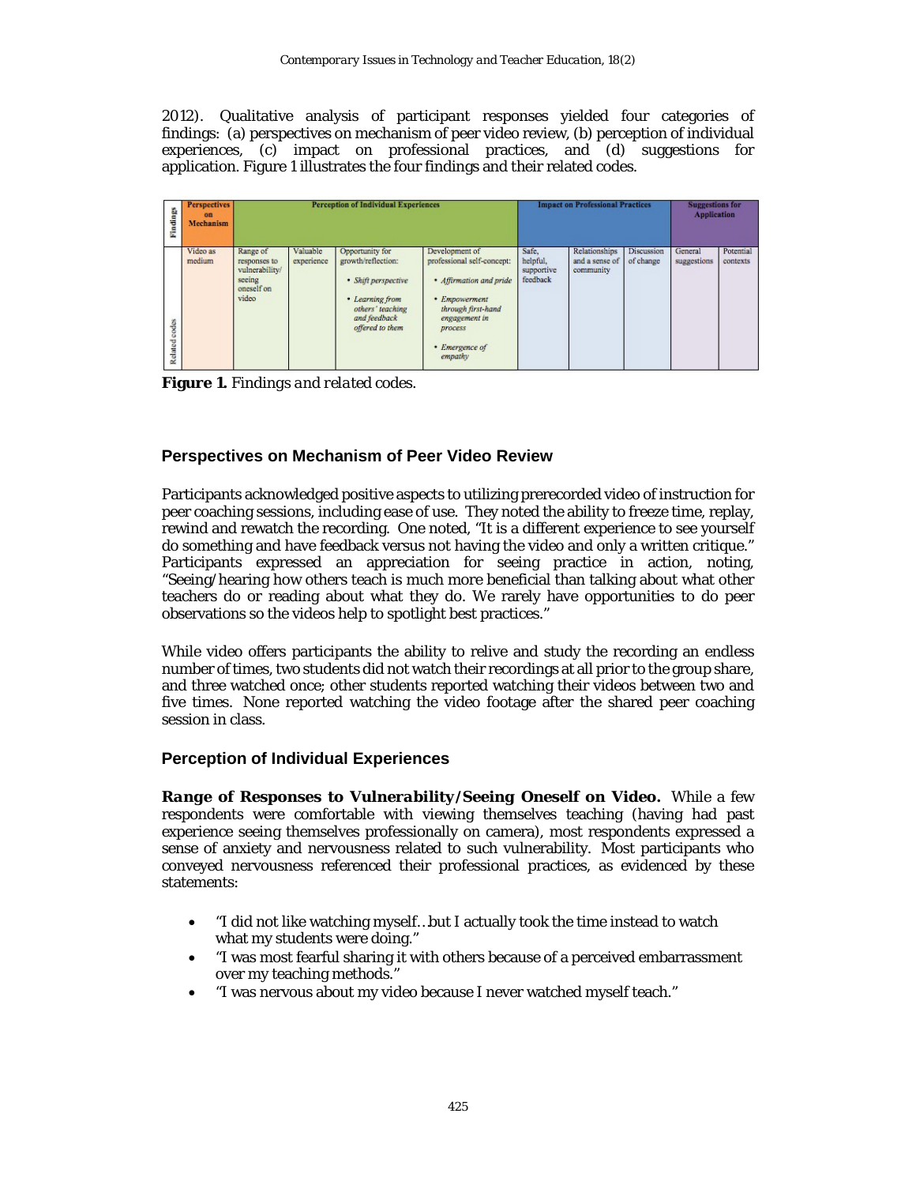2012). Qualitative analysis of participant responses yielded four categories of findings: (a) perspectives on mechanism of peer video review, (b) perception of individual experiences, (c) impact on professional practices, and (d) suggestions for application. Figure 1 illustrates the four findings and their related codes.

| Findings | Perspectives on Mechanism | Perception of Individual Experiences | | | | Impact on Professional Practices | | | Suggestions for Application | |
|---|---|---|---|---|---|---|---|---|---|---|
| Related codes | Video as medium | Range of responses to vulnerability/ seeing oneself on video | Valuable experience | Opportunity for growth/reflection: • *Shift perspective* • *Learning from others' teaching and feedback offered to them* | Development of professional self-concept: • *Affirmation and pride* • *Empowerment through first-hand engagement in process* • *Emergence of empathy* | Safe, helpful, supportive feedback | Relationships and a sense of community | Discussion of change | General suggestions | Potential contexts |

***Figure 1.*** *Findings and related codes.*

## Perspectives on Mechanism of Peer Video Review

Participants acknowledged positive aspects to utilizing prerecorded video of instruction for peer coaching sessions, including ease of use. They noted the ability to freeze time, replay, rewind and rewatch the recording. One noted, "It is a different experience to see yourself do something and have feedback versus not having the video and only a written critique." Participants expressed an appreciation for seeing practice in action, noting, "Seeing/hearing how others teach is much more beneficial than talking about what other teachers do or reading about what they do. We rarely have opportunities to do peer observations so the videos help to spotlight best practices."

While video offers participants the ability to relive and study the recording an endless number of times, two students did not watch their recordings at all prior to the group share, and three watched once; other students reported watching their videos between two and five times. None reported watching the video footage after the shared peer coaching session in class.

## Perception of Individual Experiences

***Range of Responses to Vulnerability/Seeing Oneself on Video.*** While a few respondents were comfortable with viewing themselves teaching (having had past experience seeing themselves professionally on camera), most respondents expressed a sense of anxiety and nervousness related to such vulnerability. Most participants who conveyed nervousness referenced their professional practices, as evidenced by these statements:

- "I did not like watching myself…but I actually took the time instead to watch what my students were doing."
- "I was most fearful sharing it with others because of a perceived embarrassment over my teaching methods."
- "I was nervous about my video because I never watched myself teach."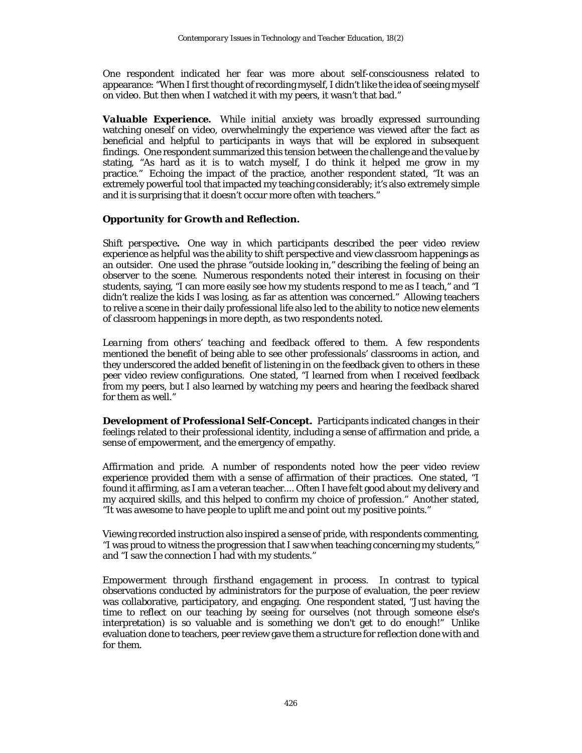One respondent indicated her fear was more about self-consciousness related to appearance: "When I first thought of recording myself, I didn't like the idea of seeing myself on video. But then when I watched it with my peers, it wasn't that bad."

***Valuable Experience.*** While initial anxiety was broadly expressed surrounding watching oneself on video, overwhelmingly the experience was viewed after the fact as beneficial and helpful to participants in ways that will be explored in subsequent findings. One respondent summarized this tension between the challenge and the value by stating, "As hard as it is to watch myself, I do think it helped me grow in my practice." Echoing the impact of the practice, another respondent stated, "It was an extremely powerful tool that impacted my teaching considerably; it's also extremely simple and it is surprising that it doesn't occur more often with teachers."

#### *Opportunity for Growth and Reflection.*

*Shift perspective.* One way in which participants described the peer video review experience as helpful was the ability to shift perspective and view classroom happenings as an outsider. One used the phrase "outside looking in," describing the feeling of being an observer to the scene. Numerous respondents noted their interest in focusing on their students, saying, "I can more easily see how my students respond to me as I teach," and "I didn't realize the kids I was losing, as far as attention was concerned." Allowing teachers to relive a scene in their daily professional life also led to the ability to notice new elements of classroom happenings in more depth, as two respondents noted.

*Learning from others' teaching and feedback offered to them.* A few respondents mentioned the benefit of being able to see other professionals' classrooms in action, and they underscored the added benefit of listening in on the feedback given to others in these peer video review configurations. One stated, "I learned from when I received feedback from my peers, but I also learned by watching my peers and hearing the feedback shared for them as well."

***Development of Professional Self-Concept.*** Participants indicated changes in their feelings related to their professional identity, including a sense of affirmation and pride, a sense of empowerment, and the emergency of empathy.

*Affirmation and pride.* A number of respondents noted how the peer video review experience provided them with a sense of affirmation of their practices. One stated, "I found it affirming, as I am a veteran teacher.... Often I have felt good about my delivery and my acquired skills, and this helped to confirm my choice of profession." Another stated, "It was awesome to have people to uplift me and point out my positive points."

Viewing recorded instruction also inspired a sense of pride, with respondents commenting, "I was proud to witness the progression that I saw when teaching concerning my students," and "I saw the connection I had with my students."

*Empowerment through firsthand engagement in process.* In contrast to typical observations conducted by administrators for the purpose of evaluation, the peer review was collaborative, participatory, and engaging. One respondent stated, "Just having the time to reflect on our teaching by seeing for ourselves (not through someone else's interpretation) is so valuable and is something we don't get to do enough!" Unlike evaluation done to teachers, peer review gave them a structure for reflection done with and for them.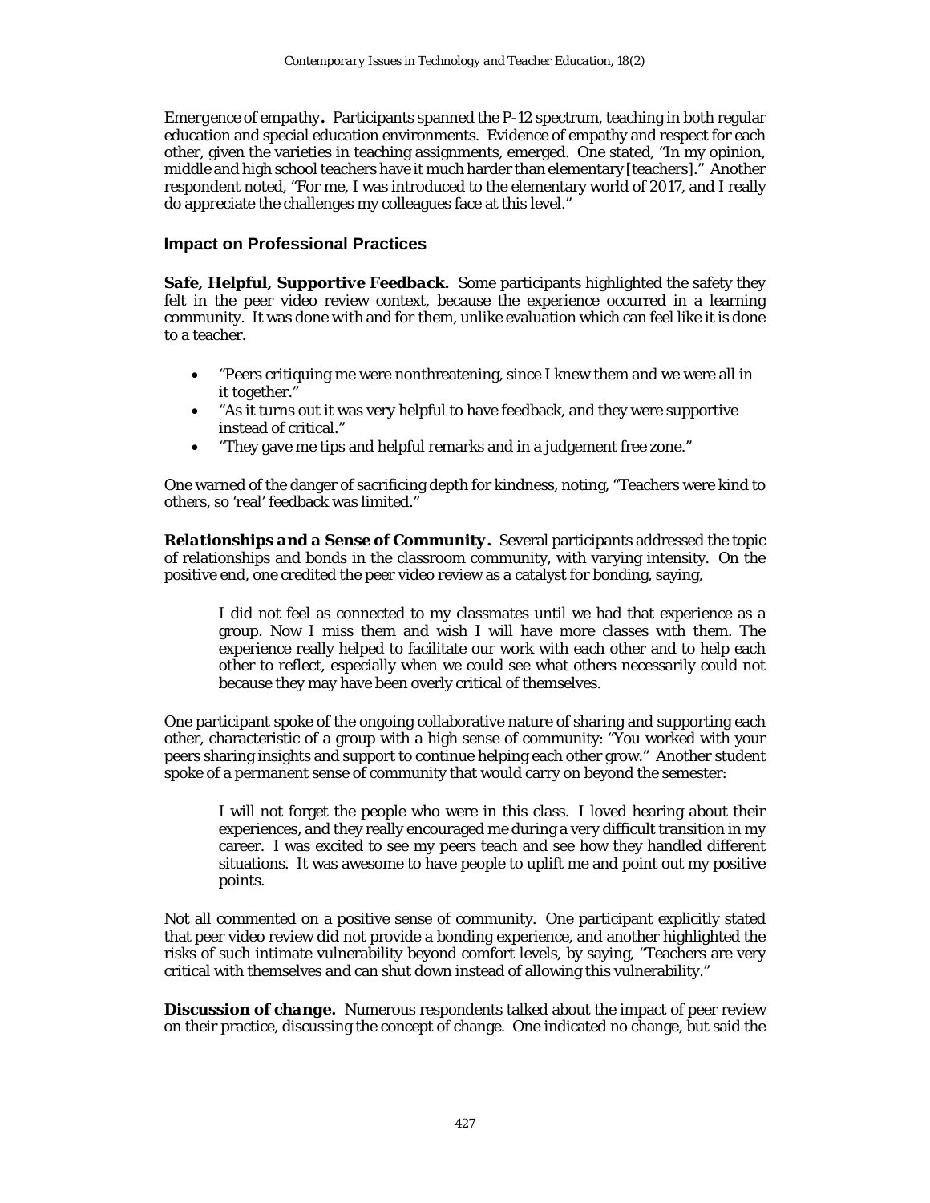*Emergence of empathy***.** Participants spanned the P-12 spectrum, teaching in both regular education and special education environments. Evidence of empathy and respect for each other, given the varieties in teaching assignments, emerged. One stated, "In my opinion, middle and high school teachers have it much harder than elementary [teachers]." Another respondent noted, "For me, I was introduced to the elementary world of 2017, and I really do appreciate the challenges my colleagues face at this level."

## Impact on Professional Practices

***Safe, Helpful, Supportive Feedback.*** Some participants highlighted the safety they felt in the peer video review context, because the experience occurred in a learning community. It was done with and for them, unlike evaluation which can feel like it is done to a teacher.

- "Peers critiquing me were nonthreatening, since I knew them and we were all in it together."
- "As it turns out it was very helpful to have feedback, and they were supportive instead of critical."
- "They gave me tips and helpful remarks and in a judgement free zone."

One warned of the danger of sacrificing depth for kindness, noting, "Teachers were kind to others, so 'real' feedback was limited."

***Relationships and a Sense of Community.*** Several participants addressed the topic of relationships and bonds in the classroom community, with varying intensity. On the positive end, one credited the peer video review as a catalyst for bonding, saying,

> I did not feel as connected to my classmates until we had that experience as a group. Now I miss them and wish I will have more classes with them. The experience really helped to facilitate our work with each other and to help each other to reflect, especially when we could see what others necessarily could not because they may have been overly critical of themselves.

One participant spoke of the ongoing collaborative nature of sharing and supporting each other, characteristic of a group with a high sense of community: "You worked with your peers sharing insights and support to continue helping each other grow." Another student spoke of a permanent sense of community that would carry on beyond the semester:

> I will not forget the people who were in this class. I loved hearing about their experiences, and they really encouraged me during a very difficult transition in my career. I was excited to see my peers teach and see how they handled different situations. It was awesome to have people to uplift me and point out my positive points.

Not all commented on a positive sense of community. One participant explicitly stated that peer video review did not provide a bonding experience, and another highlighted the risks of such intimate vulnerability beyond comfort levels, by saying, "Teachers are very critical with themselves and can shut down instead of allowing this vulnerability."

***Discussion of change.*** Numerous respondents talked about the impact of peer review on their practice, discussing the concept of change. One indicated no change, but said the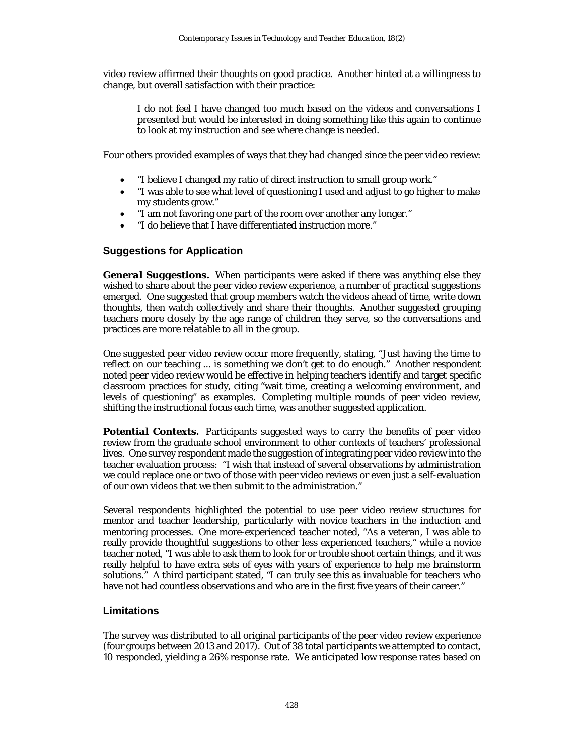video review affirmed their thoughts on good practice. Another hinted at a willingness to change, but overall satisfaction with their practice:

> I do not feel I have changed too much based on the videos and conversations I presented but would be interested in doing something like this again to continue to look at my instruction and see where change is needed.

Four others provided examples of ways that they had changed since the peer video review:

- "I believe I changed my ratio of direct instruction to small group work."
- "I was able to see what level of questioning I used and adjust to go higher to make my students grow."
- "I am not favoring one part of the room over another any longer."
- "I do believe that I have differentiated instruction more."

## Suggestions for Application

***General Suggestions.*** When participants were asked if there was anything else they wished to share about the peer video review experience, a number of practical suggestions emerged. One suggested that group members watch the videos ahead of time, write down thoughts, then watch collectively and share their thoughts. Another suggested grouping teachers more closely by the age range of children they serve, so the conversations and practices are more relatable to all in the group.

One suggested peer video review occur more frequently, stating, "Just having the time to reflect on our teaching ... is something we don't get to do enough." Another respondent noted peer video review would be effective in helping teachers identify and target specific classroom practices for study, citing "wait time, creating a welcoming environment, and levels of questioning" as examples. Completing multiple rounds of peer video review, shifting the instructional focus each time, was another suggested application.

***Potential Contexts.*** Participants suggested ways to carry the benefits of peer video review from the graduate school environment to other contexts of teachers' professional lives. One survey respondent made the suggestion of integrating peer video review into the teacher evaluation process: "I wish that instead of several observations by administration we could replace one or two of those with peer video reviews or even just a self-evaluation of our own videos that we then submit to the administration."

Several respondents highlighted the potential to use peer video review structures for mentor and teacher leadership, particularly with novice teachers in the induction and mentoring processes. One more-experienced teacher noted, "As a veteran, I was able to really provide thoughtful suggestions to other less experienced teachers," while a novice teacher noted, "I was able to ask them to look for or trouble shoot certain things, and it was really helpful to have extra sets of eyes with years of experience to help me brainstorm solutions." A third participant stated, "I can truly see this as invaluable for teachers who have not had countless observations and who are in the first five years of their career."

## Limitations

The survey was distributed to all original participants of the peer video review experience (four groups between 2013 and 2017). Out of 38 total participants we attempted to contact, 10 responded, yielding a 26% response rate. We anticipated low response rates based on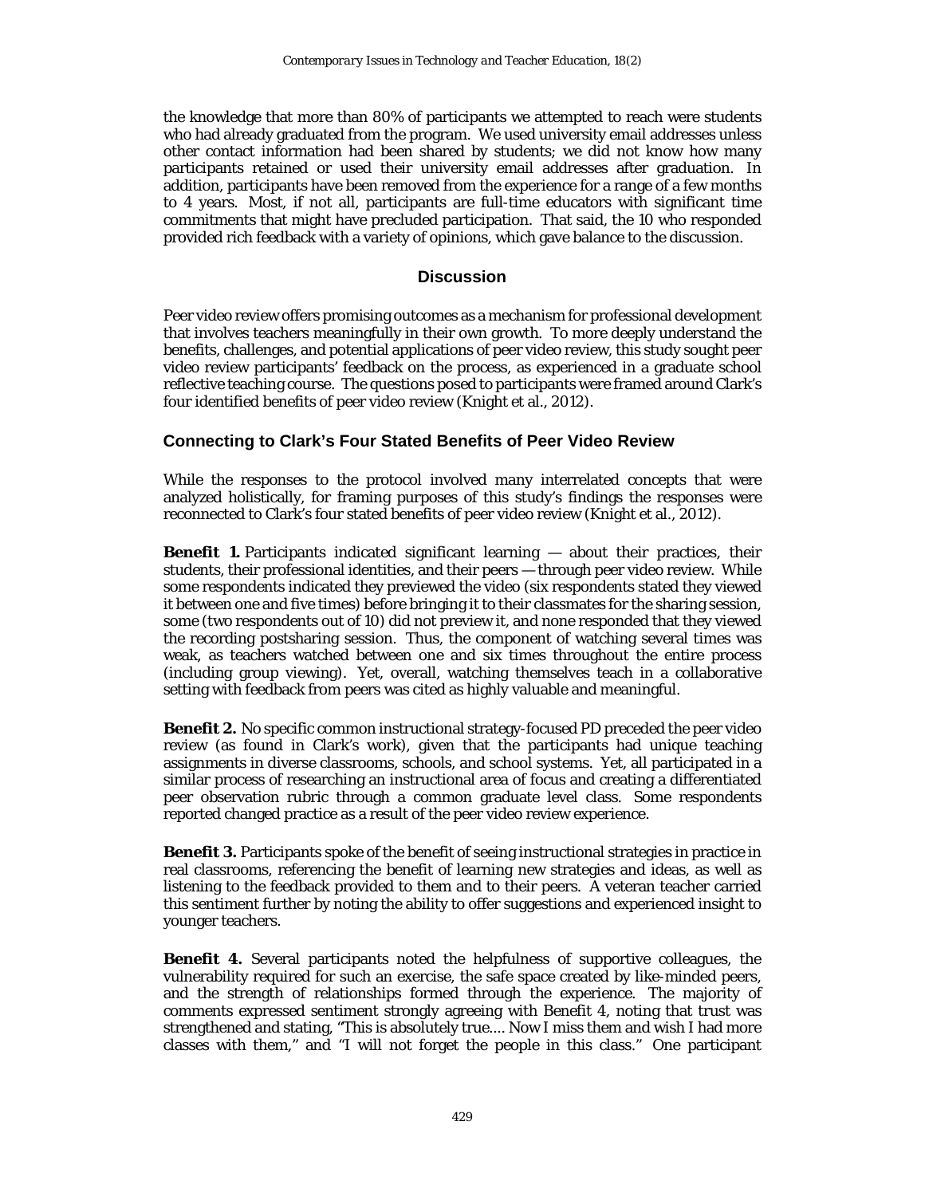the knowledge that more than 80% of participants we attempted to reach were students who had already graduated from the program. We used university email addresses unless other contact information had been shared by students; we did not know how many participants retained or used their university email addresses after graduation. In addition, participants have been removed from the experience for a range of a few months to 4 years. Most, if not all, participants are full-time educators with significant time commitments that might have precluded participation. That said, the 10 who responded provided rich feedback with a variety of opinions, which gave balance to the discussion.

## Discussion

Peer video review offers promising outcomes as a mechanism for professional development that involves teachers meaningfully in their own growth. To more deeply understand the benefits, challenges, and potential applications of peer video review, this study sought peer video review participants' feedback on the process, as experienced in a graduate school reflective teaching course. The questions posed to participants were framed around Clark's four identified benefits of peer video review (Knight et al., 2012).

### Connecting to Clark's Four Stated Benefits of Peer Video Review

While the responses to the protocol involved many interrelated concepts that were analyzed holistically, for framing purposes of this study's findings the responses were reconnected to Clark's four stated benefits of peer video review (Knight et al., 2012).

**Benefit 1.** Participants indicated significant learning — about their practices, their students, their professional identities, and their peers — through peer video review. While some respondents indicated they previewed the video (six respondents stated they viewed it between one and five times) before bringing it to their classmates for the sharing session, some (two respondents out of 10) did not preview it, and none responded that they viewed the recording postsharing session. Thus, the component of watching several times was weak, as teachers watched between one and six times throughout the entire process (including group viewing). Yet, overall, watching themselves teach in a collaborative setting with feedback from peers was cited as highly valuable and meaningful.

**Benefit 2.** No specific common instructional strategy-focused PD preceded the peer video review (as found in Clark's work), given that the participants had unique teaching assignments in diverse classrooms, schools, and school systems. Yet, all participated in a similar process of researching an instructional area of focus and creating a differentiated peer observation rubric through a common graduate level class. Some respondents reported changed practice as a result of the peer video review experience.

**Benefit 3.** Participants spoke of the benefit of seeing instructional strategies in practice in real classrooms, referencing the benefit of learning new strategies and ideas, as well as listening to the feedback provided to them and to their peers. A veteran teacher carried this sentiment further by noting the ability to offer suggestions and experienced insight to younger teachers.

**Benefit 4.** Several participants noted the helpfulness of supportive colleagues, the vulnerability required for such an exercise, the safe space created by like-minded peers, and the strength of relationships formed through the experience. The majority of comments expressed sentiment strongly agreeing with Benefit 4, noting that trust was strengthened and stating, "This is absolutely true.... Now I miss them and wish I had more classes with them," and "I will not forget the people in this class." One participant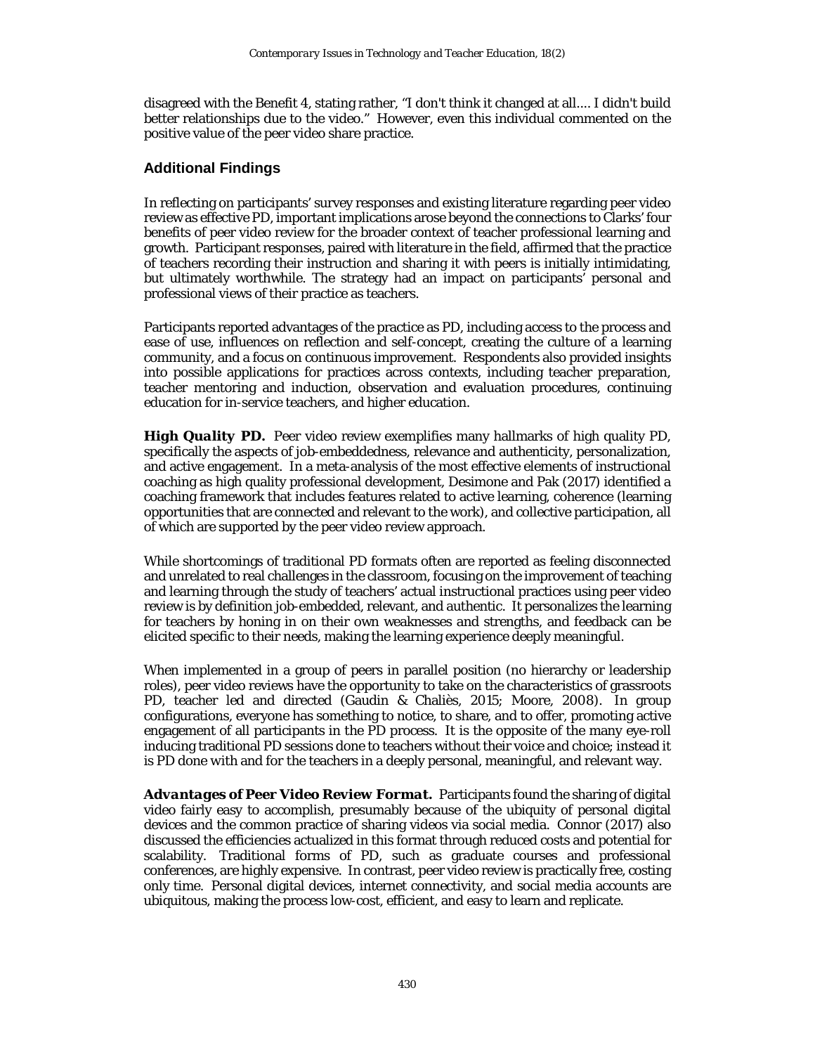disagreed with the Benefit 4, stating rather, "I don't think it changed at all.... I didn't build better relationships due to the video." However, even this individual commented on the positive value of the peer video share practice.

### Additional Findings

In reflecting on participants' survey responses and existing literature regarding peer video review as effective PD, important implications arose beyond the connections to Clarks' four benefits of peer video review for the broader context of teacher professional learning and growth. Participant responses, paired with literature in the field, affirmed that the practice of teachers recording their instruction and sharing it with peers is initially intimidating, but ultimately worthwhile. The strategy had an impact on participants' personal and professional views of their practice as teachers.

Participants reported advantages of the practice as PD, including access to the process and ease of use, influences on reflection and self-concept, creating the culture of a learning community, and a focus on continuous improvement. Respondents also provided insights into possible applications for practices across contexts, including teacher preparation, teacher mentoring and induction, observation and evaluation procedures, continuing education for in-service teachers, and higher education.

***High Quality PD.*** Peer video review exemplifies many hallmarks of high quality PD, specifically the aspects of job-embeddedness, relevance and authenticity, personalization, and active engagement. In a meta-analysis of the most effective elements of instructional coaching as high quality professional development, Desimone and Pak (2017) identified a coaching framework that includes features related to active learning, coherence (learning opportunities that are connected and relevant to the work), and collective participation, all of which are supported by the peer video review approach.

While shortcomings of traditional PD formats often are reported as feeling disconnected and unrelated to real challenges in the classroom, focusing on the improvement of teaching and learning through the study of teachers' actual instructional practices using peer video review is by definition job-embedded, relevant, and authentic. It personalizes the learning for teachers by honing in on their own weaknesses and strengths, and feedback can be elicited specific to their needs, making the learning experience deeply meaningful.

When implemented in a group of peers in parallel position (no hierarchy or leadership roles), peer video reviews have the opportunity to take on the characteristics of grassroots PD, teacher led and directed (Gaudin & Chaliès, 2015; Moore, 2008). In group configurations, everyone has something to notice, to share, and to offer, promoting active engagement of all participants in the PD process. It is the opposite of the many eye-roll inducing traditional PD sessions done to teachers without their voice and choice; instead it is PD done with and for the teachers in a deeply personal, meaningful, and relevant way.

***Advantages of Peer Video Review Format.*** Participants found the sharing of digital video fairly easy to accomplish, presumably because of the ubiquity of personal digital devices and the common practice of sharing videos via social media. Connor (2017) also discussed the efficiencies actualized in this format through reduced costs and potential for scalability. Traditional forms of PD, such as graduate courses and professional conferences, are highly expensive. In contrast, peer video review is practically free, costing only time. Personal digital devices, internet connectivity, and social media accounts are ubiquitous, making the process low-cost, efficient, and easy to learn and replicate.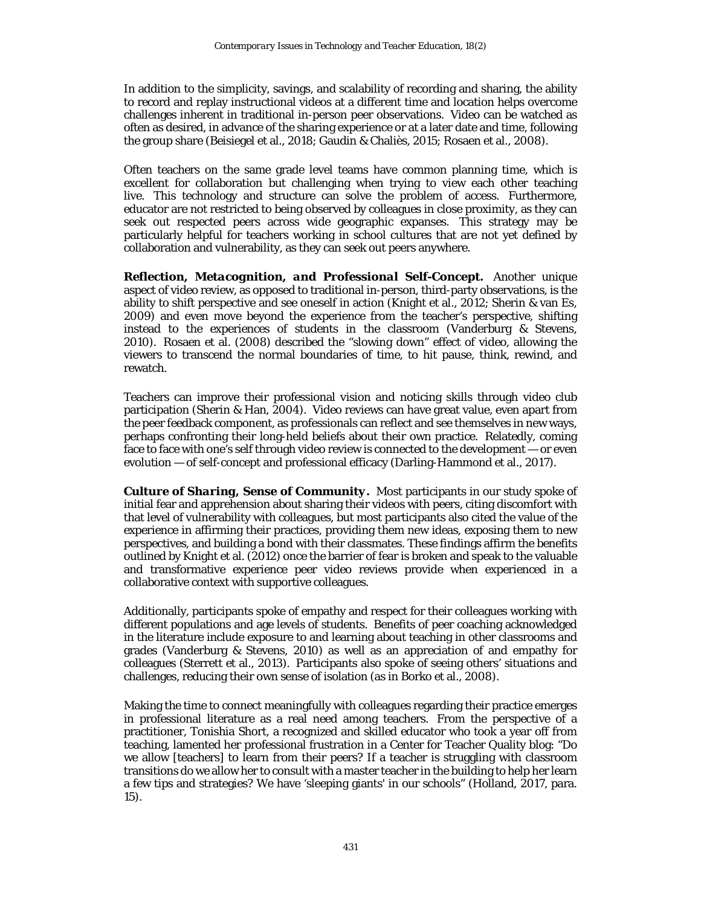In addition to the simplicity, savings, and scalability of recording and sharing, the ability to record and replay instructional videos at a different time and location helps overcome challenges inherent in traditional in-person peer observations. Video can be watched as often as desired, in advance of the sharing experience or at a later date and time, following the group share (Beisiegel et al., 2018; Gaudin & Chaliès, 2015; Rosaen et al., 2008).

Often teachers on the same grade level teams have common planning time, which is excellent for collaboration but challenging when trying to view each other teaching live. This technology and structure can solve the problem of access. Furthermore, educator are not restricted to being observed by colleagues in close proximity, as they can seek out respected peers across wide geographic expanses. This strategy may be particularly helpful for teachers working in school cultures that are not yet defined by collaboration and vulnerability, as they can seek out peers anywhere.

***Reflection, Metacognition, and Professional Self-Concept.*** Another unique aspect of video review, as opposed to traditional in-person, third-party observations, is the ability to shift perspective and see oneself in action (Knight et al., 2012; Sherin & van Es, 2009) and even move beyond the experience from the teacher's perspective, shifting instead to the experiences of students in the classroom (Vanderburg & Stevens, 2010). Rosaen et al. (2008) described the "slowing down" effect of video, allowing the viewers to transcend the normal boundaries of time, to hit pause, think, rewind, and rewatch.

Teachers can improve their professional vision and noticing skills through video club participation (Sherin & Han, 2004). Video reviews can have great value, even apart from the peer feedback component, as professionals can reflect and see themselves in new ways, perhaps confronting their long-held beliefs about their own practice. Relatedly, coming face to face with one's self through video review is connected to the development — or even evolution — of self-concept and professional efficacy (Darling-Hammond et al., 2017).

***Culture of Sharing, Sense of Community.*** Most participants in our study spoke of initial fear and apprehension about sharing their videos with peers, citing discomfort with that level of vulnerability with colleagues, but most participants also cited the value of the experience in affirming their practices, providing them new ideas, exposing them to new perspectives, and building a bond with their classmates. These findings affirm the benefits outlined by Knight et al. (2012) once the barrier of fear is broken and speak to the valuable and transformative experience peer video reviews provide when experienced in a collaborative context with supportive colleagues.

Additionally, participants spoke of empathy and respect for their colleagues working with different populations and age levels of students. Benefits of peer coaching acknowledged in the literature include exposure to and learning about teaching in other classrooms and grades (Vanderburg & Stevens, 2010) as well as an appreciation of and empathy for colleagues (Sterrett et al., 2013). Participants also spoke of seeing others' situations and challenges, reducing their own sense of isolation (as in Borko et al., 2008).

Making the time to connect meaningfully with colleagues regarding their practice emerges in professional literature as a real need among teachers. From the perspective of a practitioner, Tonishia Short, a recognized and skilled educator who took a year off from teaching, lamented her professional frustration in a Center for Teacher Quality blog: "Do we allow [teachers] to learn from their peers? If a teacher is struggling with classroom transitions do we allow her to consult with a master teacher in the building to help her learn a few tips and strategies? We have 'sleeping giants' in our schools" (Holland, 2017, para. 15).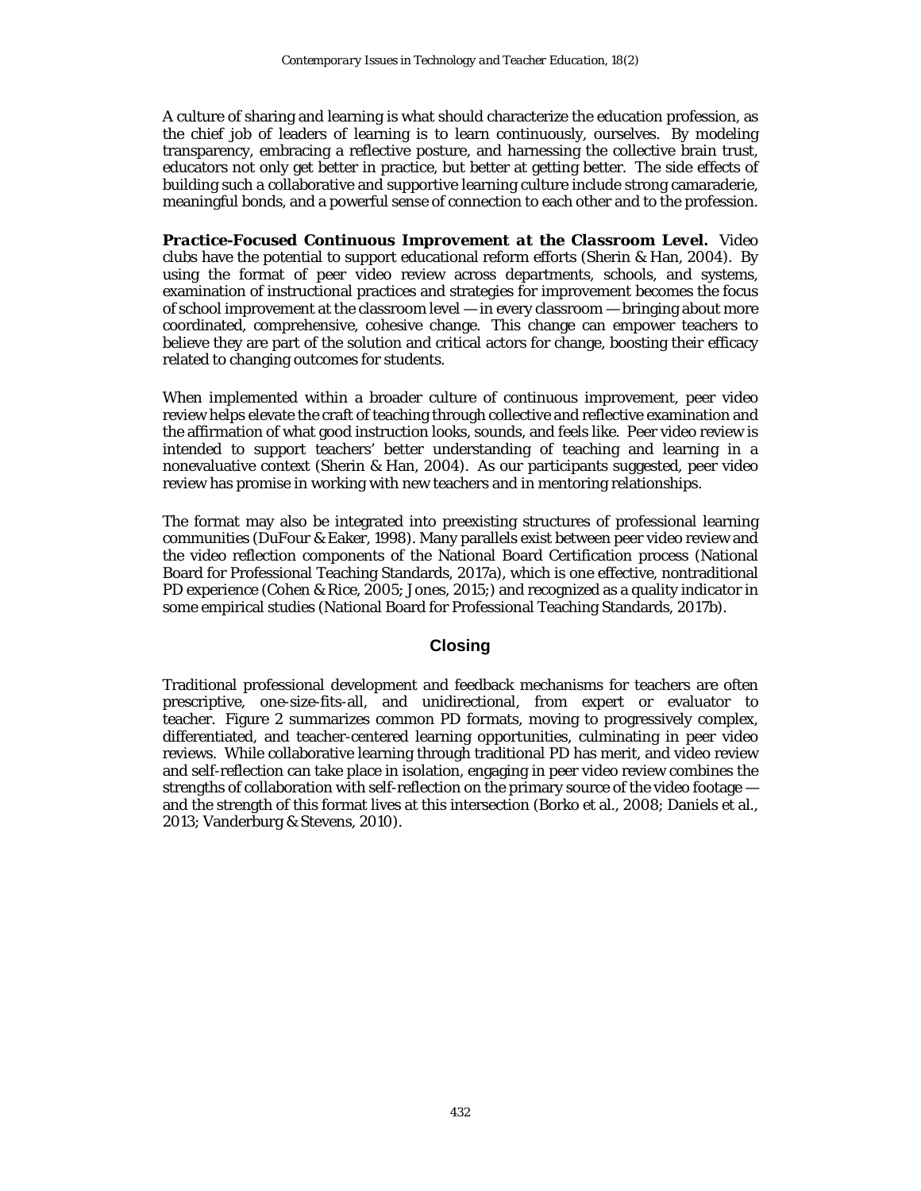A culture of sharing and learning is what should characterize the education profession, as the chief job of leaders of learning is to learn continuously, ourselves. By modeling transparency, embracing a reflective posture, and harnessing the collective brain trust, educators not only get better in practice, but better at getting better. The side effects of building such a collaborative and supportive learning culture include strong camaraderie, meaningful bonds, and a powerful sense of connection to each other and to the profession.

***Practice-Focused Continuous Improvement at the Classroom Level.*** Video clubs have the potential to support educational reform efforts (Sherin & Han, 2004). By using the format of peer video review across departments, schools, and systems, examination of instructional practices and strategies for improvement becomes the focus of school improvement at the classroom level — in every classroom — bringing about more coordinated, comprehensive, cohesive change. This change can empower teachers to believe they are part of the solution and critical actors for change, boosting their efficacy related to changing outcomes for students.

When implemented within a broader culture of continuous improvement, peer video review helps elevate the craft of teaching through collective and reflective examination and the affirmation of what good instruction looks, sounds, and feels like. Peer video review is intended to support teachers' better understanding of teaching and learning in a nonevaluative context (Sherin & Han, 2004). As our participants suggested, peer video review has promise in working with new teachers and in mentoring relationships.

The format may also be integrated into preexisting structures of professional learning communities (DuFour & Eaker, 1998). Many parallels exist between peer video review and the video reflection components of the National Board Certification process (National Board for Professional Teaching Standards, 2017a), which is one effective, nontraditional PD experience (Cohen & Rice, 2005; Jones, 2015;) and recognized as a quality indicator in some empirical studies (National Board for Professional Teaching Standards, 2017b).

## Closing

Traditional professional development and feedback mechanisms for teachers are often prescriptive, one-size-fits-all, and unidirectional, from expert or evaluator to teacher. Figure 2 summarizes common PD formats, moving to progressively complex, differentiated, and teacher-centered learning opportunities, culminating in peer video reviews. While collaborative learning through traditional PD has merit, and video review and self-reflection can take place in isolation, engaging in peer video review combines the strengths of collaboration with self-reflection on the primary source of the video footage — and the strength of this format lives at this intersection (Borko et al., 2008; Daniels et al., 2013; Vanderburg & Stevens, 2010).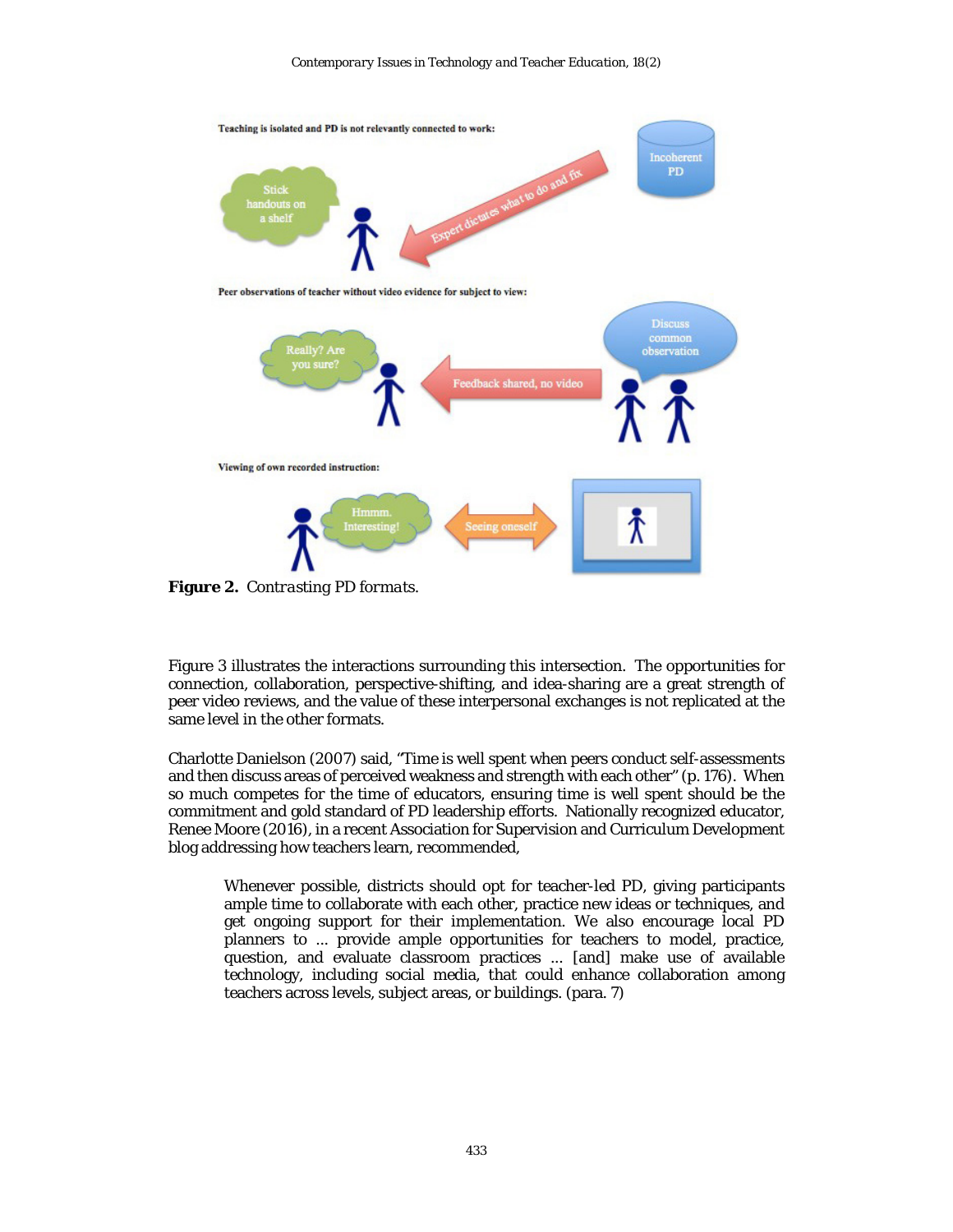**Figure 2.** *Contrasting PD formats.*

Figure 3 illustrates the interactions surrounding this intersection. The opportunities for connection, collaboration, perspective-shifting, and idea-sharing are a great strength of peer video reviews, and the value of these interpersonal exchanges is not replicated at the same level in the other formats.

Charlotte Danielson (2007) said, "Time is well spent when peers conduct self-assessments and then discuss areas of perceived weakness and strength with each other" (p. 176). When so much competes for the time of educators, ensuring time is well spent should be the commitment and gold standard of PD leadership efforts. Nationally recognized educator, Renee Moore (2016), in a recent Association for Supervision and Curriculum Development blog addressing how teachers learn, recommended,

> Whenever possible, districts should opt for teacher-led PD, giving participants ample time to collaborate with each other, practice new ideas or techniques, and get ongoing support for their implementation. We also encourage local PD planners to ... provide ample opportunities for teachers to model, practice, question, and evaluate classroom practices ... [and] make use of available technology, including social media, that could enhance collaboration among teachers across levels, subject areas, or buildings. (para. 7)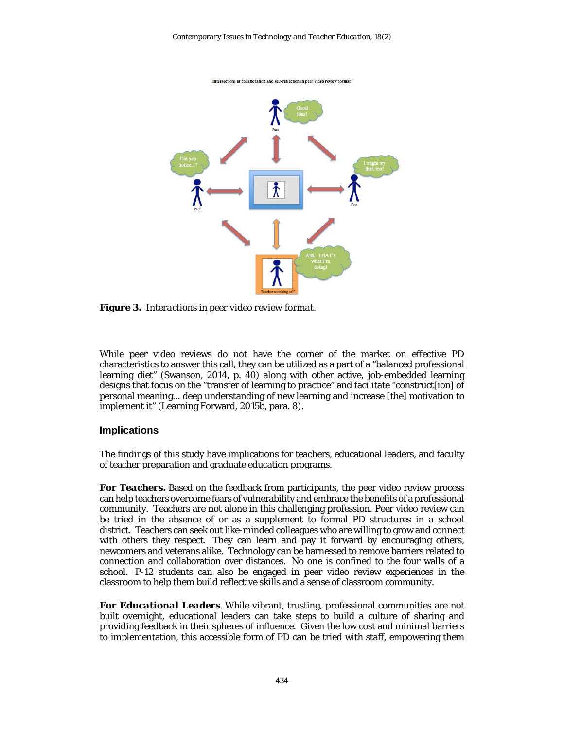**Figure 3.** *Interactions in peer video review format.*

While peer video reviews do not have the corner of the market on effective PD characteristics to answer this call, they can be utilized as a part of a "balanced professional learning diet" (Swanson, 2014, p. 40) along with other active, job-embedded learning designs that focus on the "transfer of learning to practice" and facilitate "construct[ion] of personal meaning... deep understanding of new learning and increase [the] motivation to implement it" (Learning Forward, 2015b, para. 8).

## Implications

The findings of this study have implications for teachers, educational leaders, and faculty of teacher preparation and graduate education programs.

***For Teachers.*** Based on the feedback from participants, the peer video review process can help teachers overcome fears of vulnerability and embrace the benefits of a professional community. Teachers are not alone in this challenging profession. Peer video review can be tried in the absence of or as a supplement to formal PD structures in a school district. Teachers can seek out like-minded colleagues who are willing to grow and connect with others they respect. They can learn and pay it forward by encouraging others, newcomers and veterans alike. Technology can be harnessed to remove barriers related to connection and collaboration over distances. No one is confined to the four walls of a school. P-12 students can also be engaged in peer video review experiences in the classroom to help them build reflective skills and a sense of classroom community.

***For Educational Leaders***. While vibrant, trusting, professional communities are not built overnight, educational leaders can take steps to build a culture of sharing and providing feedback in their spheres of influence. Given the low cost and minimal barriers to implementation, this accessible form of PD can be tried with staff, empowering them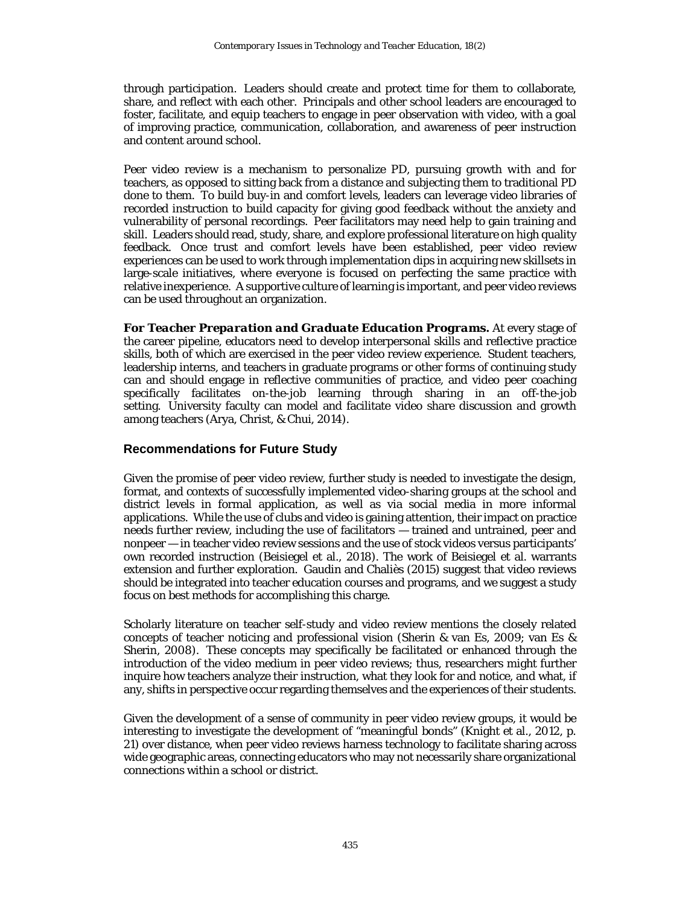through participation. Leaders should create and protect time for them to collaborate, share, and reflect with each other. Principals and other school leaders are encouraged to foster, facilitate, and equip teachers to engage in peer observation with video, with a goal of improving practice, communication, collaboration, and awareness of peer instruction and content around school.

Peer video review is a mechanism to personalize PD, pursuing growth with and for teachers, as opposed to sitting back from a distance and subjecting them to traditional PD done to them. To build buy-in and comfort levels, leaders can leverage video libraries of recorded instruction to build capacity for giving good feedback without the anxiety and vulnerability of personal recordings. Peer facilitators may need help to gain training and skill. Leaders should read, study, share, and explore professional literature on high quality feedback. Once trust and comfort levels have been established, peer video review experiences can be used to work through implementation dips in acquiring new skillsets in large-scale initiatives, where everyone is focused on perfecting the same practice with relative inexperience. A supportive culture of learning is important, and peer video reviews can be used throughout an organization.

***For Teacher Preparation and Graduate Education Programs.*** At every stage of the career pipeline, educators need to develop interpersonal skills and reflective practice skills, both of which are exercised in the peer video review experience. Student teachers, leadership interns, and teachers in graduate programs or other forms of continuing study can and should engage in reflective communities of practice, and video peer coaching specifically facilitates on-the-job learning through sharing in an off-the-job setting. University faculty can model and facilitate video share discussion and growth among teachers (Arya, Christ, & Chui, 2014).

## Recommendations for Future Study

Given the promise of peer video review, further study is needed to investigate the design, format, and contexts of successfully implemented video-sharing groups at the school and district levels in formal application, as well as via social media in more informal applications. While the use of clubs and video is gaining attention, their impact on practice needs further review, including the use of facilitators — trained and untrained, peer and nonpeer — in teacher video review sessions and the use of stock videos versus participants' own recorded instruction (Beisiegel et al., 2018). The work of Beisiegel et al. warrants extension and further exploration. Gaudin and Chaliès (2015) suggest that video reviews should be integrated into teacher education courses and programs, and we suggest a study focus on best methods for accomplishing this charge.

Scholarly literature on teacher self-study and video review mentions the closely related concepts of teacher noticing and professional vision (Sherin & van Es, 2009; van Es & Sherin, 2008). These concepts may specifically be facilitated or enhanced through the introduction of the video medium in peer video reviews; thus, researchers might further inquire how teachers analyze their instruction, what they look for and notice, and what, if any, shifts in perspective occur regarding themselves and the experiences of their students.

Given the development of a sense of community in peer video review groups, it would be interesting to investigate the development of "meaningful bonds" (Knight et al., 2012, p. 21) over distance, when peer video reviews harness technology to facilitate sharing across wide geographic areas, connecting educators who may not necessarily share organizational connections within a school or district.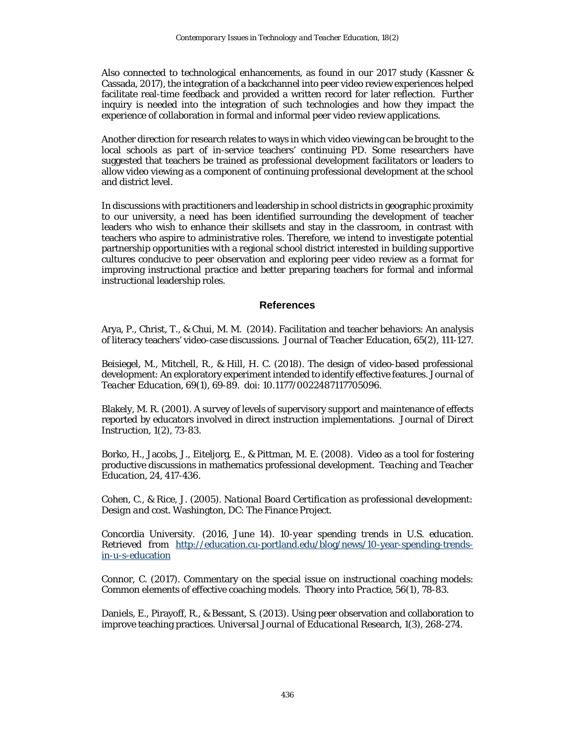Also connected to technological enhancements, as found in our 2017 study (Kassner & Cassada, 2017), the integration of a backchannel into peer video review experiences helped facilitate real-time feedback and provided a written record for later reflection. Further inquiry is needed into the integration of such technologies and how they impact the experience of collaboration in formal and informal peer video review applications.

Another direction for research relates to ways in which video viewing can be brought to the local schools as part of in-service teachers' continuing PD. Some researchers have suggested that teachers be trained as professional development facilitators or leaders to allow video viewing as a component of continuing professional development at the school and district level.

In discussions with practitioners and leadership in school districts in geographic proximity to our university, a need has been identified surrounding the development of teacher leaders who wish to enhance their skillsets and stay in the classroom, in contrast with teachers who aspire to administrative roles. Therefore, we intend to investigate potential partnership opportunities with a regional school district interested in building supportive cultures conducive to peer observation and exploring peer video review as a format for improving instructional practice and better preparing teachers for formal and informal instructional leadership roles.

## References

Arya, P., Christ, T., & Chui, M. M. (2014). Facilitation and teacher behaviors: An analysis of literacy teachers' video-case discussions. *Journal of Teacher Education, 65*(2), 111-127.

Beisiegel, M., Mitchell, R., & Hill, H. C. (2018). The design of video-based professional development: An exploratory experiment intended to identify effective features. *Journal of Teacher Education, 69*(1), 69-89. doi: 10.1177/0022487117705096.

Blakely, M. R. (2001). A survey of levels of supervisory support and maintenance of effects reported by educators involved in direct instruction implementations. *Journal of Direct Instruction, 1*(2), 73-83.

Borko, H., Jacobs, J., Eiteljorg, E., & Pittman, M. E. (2008). Video as a tool for fostering productive discussions in mathematics professional development. *Teaching and Teacher Education, 24*, 417-436.

Cohen, C., & Rice, J. (2005). *National Board Certification as professional development: Design and cost.* Washington, DC: The Finance Project.

Concordia University. (2016, June 14). *10-year spending trends in U.S. education.* Retrieved from [http://education.cu-portland.edu/blog/news/10-year-spending-trends-in-u-s-education](http://education.cu-portland.edu/blog/news/10-year-spending-trends-in-u-s-education)

Connor, C. (2017). Commentary on the special issue on instructional coaching models: Common elements of effective coaching models. *Theory into Practice, 56*(1), 78-83.

Daniels, E., Pirayoff, R., & Bessant, S. (2013). Using peer observation and collaboration to improve teaching practices. *Universal Journal of Educational Research, 1*(3), 268-274.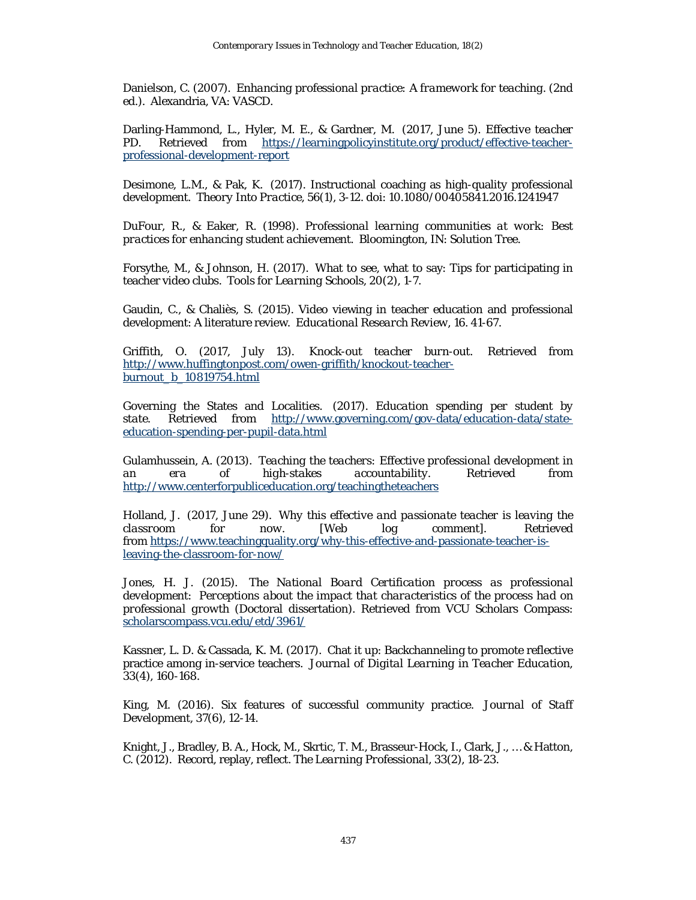Danielson, C. (2007). *Enhancing professional practice: A framework for teaching*. (2nd ed.). Alexandria, VA: VASCD.

Darling-Hammond, L., Hyler, M. E., & Gardner, M. (2017, June 5). *Effective teacher PD*. Retrieved from https://learningpolicyinstitute.org/product/effective-teacher-professional-development-report

Desimone, L.M., & Pak, K. (2017). Instructional coaching as high-quality professional development. *Theory Into Practice, 56*(1), 3-12. doi: 10.1080/00405841.2016.1241947

DuFour, R., & Eaker, R. (1998). *Professional learning communities at work: Best practices for enhancing student achievement*. Bloomington, IN: Solution Tree.

Forsythe, M., & Johnson, H. (2017). What to see, what to say: Tips for participating in teacher video clubs. *Tools for Learning Schools, 20*(2), 1-7.

Gaudin, C., & Chaliès, S. (2015). Video viewing in teacher education and professional development: A literature review. *Educational Research Review*, 16. 41-67.

Griffith, O. (2017, July 13). *Knock-out teacher burn-out*. Retrieved from http://www.huffingtonpost.com/owen-griffith/knockout-teacher-burnout_b_10819754.html

Governing the States and Localities. (2017). *Education spending per student by state*. Retrieved from http://www.governing.com/gov-data/education-data/state-education-spending-per-pupil-data.html

Gulamhussein, A. (2013). *Teaching the teachers: Effective professional development in an era of high-stakes accountability*. Retrieved from http://www.centerforpubliceducation.org/teachingtheteachers

Holland, J. (2017, June 29). *Why this effective and passionate teacher is leaving the classroom for now*. [Web log comment]. Retrieved from https://www.teachingquality.org/why-this-effective-and-passionate-teacher-is-leaving-the-classroom-for-now/

Jones, H. J. (2015). *The National Board Certification process as professional development: Perceptions about the impact that characteristics of the process had on professional growth* (Doctoral dissertation). Retrieved from VCU Scholars Compass: scholarscompass.vcu.edu/etd/3961/

Kassner, L. D. & Cassada, K. M. (2017). Chat it up: Backchanneling to promote reflective practice among in-service teachers. *Journal of Digital Learning in Teacher Education, 33*(4), 160-168.

King, M. (2016). Six features of successful community practice. *Journal of Staff Development, 37*(6), 12-14.

Knight, J., Bradley, B. A., Hock, M., Skrtic, T. M., Brasseur-Hock, I., Clark, J., … & Hatton, C. (2012). Record, replay, reflect. *The Learning Professional, 33*(2), 18-23.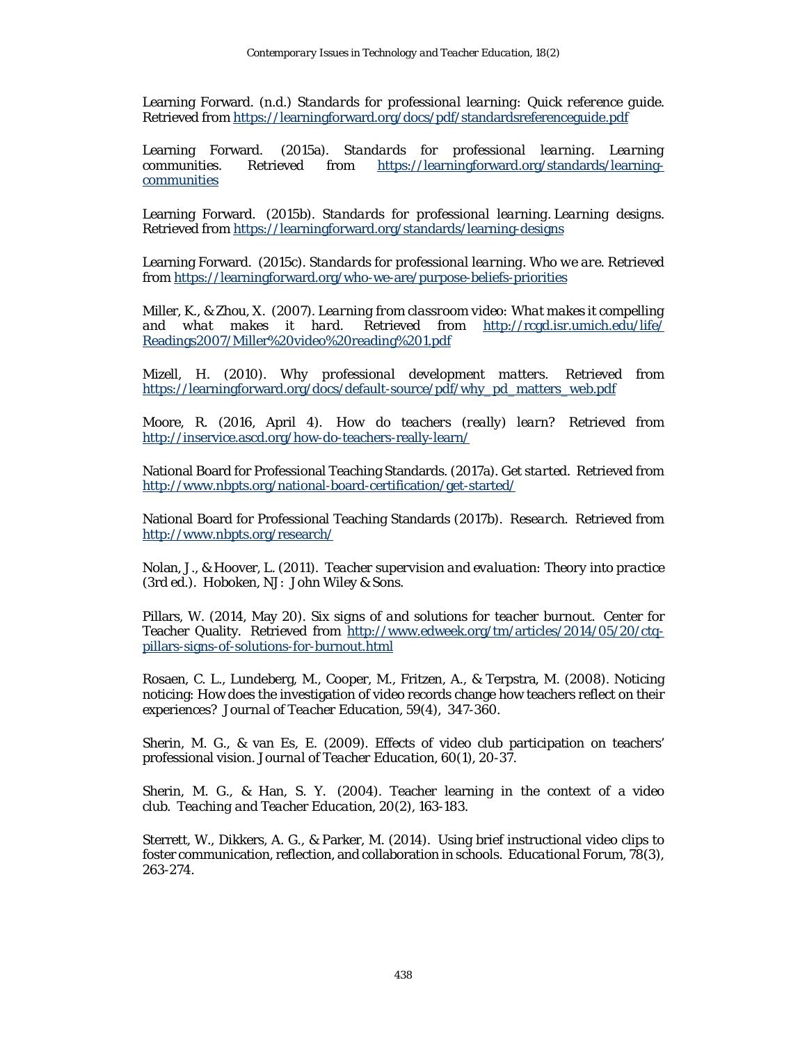Learning Forward. (n.d.) *Standards for professional learning: Quick reference guide*. Retrieved from https://learningforward.org/docs/pdf/standardsreferenceguide.pdf

Learning Forward. (2015a). *Standards for professional learning. Learning communities*. Retrieved from https://learningforward.org/standards/learning-communities

Learning Forward. (2015b). *Standards for professional learning. Learning designs*. Retrieved from https://learningforward.org/standards/learning-designs

Learning Forward. (2015c). *Standards for professional learning. Who we are*. Retrieved from https://learningforward.org/who-we-are/purpose-beliefs-priorities

Miller, K., & Zhou, X. (2007). *Learning from classroom video: What makes it compelling and what makes it hard*. Retrieved from http://rcgd.isr.umich.edu/life/Readings2007/Miller%20video%20reading%201.pdf

Mizell, H. (2010). *Why professional development matters*. Retrieved from https://learningforward.org/docs/default-source/pdf/why_pd_matters_web.pdf

Moore, R. (2016, April 4). *How do teachers (really) learn?* Retrieved from http://inservice.ascd.org/how-do-teachers-really-learn/

National Board for Professional Teaching Standards. (2017a). *Get started*. Retrieved from http://www.nbpts.org/national-board-certification/get-started/

National Board for Professional Teaching Standards (2017b). *Research*. Retrieved from http://www.nbpts.org/research/

Nolan, J., & Hoover, L. (2011). *Teacher supervision and evaluation: Theory into practice* (3rd ed.). Hoboken, NJ: John Wiley & Sons.

Pillars, W. (2014, May 20). *Six signs of and solutions for teacher burnout*. Center for Teacher Quality. Retrieved from http://www.edweek.org/tm/articles/2014/05/20/ctq-pillars-signs-of-solutions-for-burnout.html

Rosaen, C. L., Lundeberg, M., Cooper, M., Fritzen, A., & Terpstra, M. (2008). Noticing noticing: How does the investigation of video records change how teachers reflect on their experiences? *Journal of Teacher Education, 59*(4), 347-360.

Sherin, M. G., & van Es, E. (2009). Effects of video club participation on teachers' professional vision. *Journal of Teacher Education*, *60*(1), 20-37.

Sherin, M. G., & Han, S. Y. (2004). Teacher learning in the context of a video club. *Teaching and Teacher Education*, *20*(2), 163-183.

Sterrett, W., Dikkers, A. G., & Parker, M. (2014). Using brief instructional video clips to foster communication, reflection, and collaboration in schools. *Educational Forum, 78*(3), 263-274.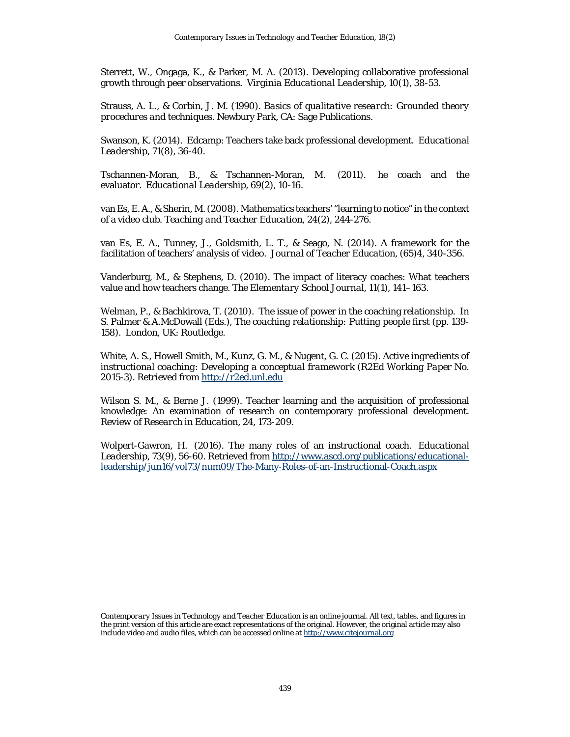Sterrett, W., Ongaga, K., & Parker, M. A. (2013). Developing collaborative professional growth through peer observations. *Virginia Educational Leadership*, 10(1), 38-53.

Strauss, A. L., & Corbin, J. M. (1990). *Basics of qualitative research: Grounded theory procedures and techniques*. Newbury Park, CA: Sage Publications.

Swanson, K. (2014). Edcamp: Teachers take back professional development. *Educational Leadership*, 71(8), 36-40.

Tschannen-Moran, B., & Tschannen-Moran, M. (2011). he coach and the evaluator. *Educational Leadership*, 69(2), 10-16.

van Es, E. A., & Sherin, M. (2008). Mathematics teachers' "learning to notice" in the context of a video club. *Teaching and Teacher Education*, 24(2), 244-276.

van Es, E. A., Tunney, J., Goldsmith, L. T., & Seago, N. (2014). A framework for the facilitation of teachers' analysis of video. *Journal of Teacher Education*, (65)4, 340-356.

Vanderburg, M., & Stephens, D. (2010). The impact of literacy coaches: What teachers value and how teachers change. *The Elementary School Journal*, 11(1), 141–163.

Welman, P., & Bachkirova, T. (2010). The issue of power in the coaching relationship. In S. Palmer & A.McDowall (Eds.), *The coaching relationship: Putting people first* (pp. 139-158). London, UK: Routledge.

White, A. S., Howell Smith, M., Kunz, G. M., & Nugent, G. C. (2015). *Active ingredients of instructional coaching: Developing a conceptual framework* (R2Ed Working Paper No. 2015-3). Retrieved from http://r2ed.unl.edu

Wilson S. M., & Berne J. (1999). Teacher learning and the acquisition of professional knowledge: An examination of research on contemporary professional development. *Review of Research in Education*, 24, 173-209.

Wolpert-Gawron, H. (2016). The many roles of an instructional coach. *Educational Leadership*, 73(9), 56-60. Retrieved from http://www.ascd.org/publications/educational-leadership/jun16/vol73/num09/The-Many-Roles-of-an-Instructional-Coach.aspx

*Contemporary Issues in Technology and Teacher Education* is an online journal. All text, tables, and figures in the print version of this article are exact representations of the original. However, the original article may also include video and audio files, which can be accessed online at http://www.citejournal.org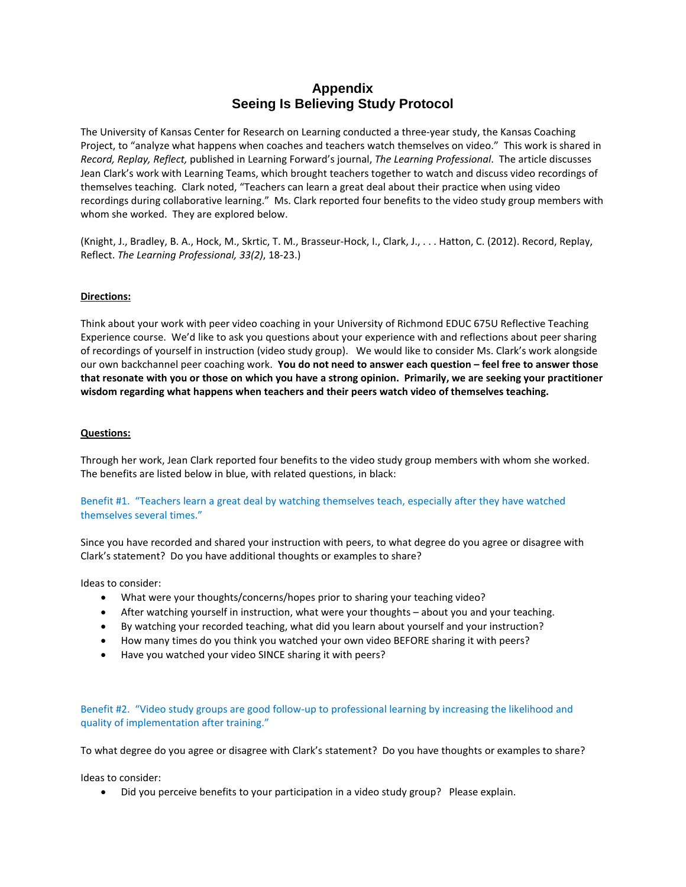# Appendix
# Seeing Is Believing Study Protocol

The University of Kansas Center for Research on Learning conducted a three-year study, the Kansas Coaching Project, to "analyze what happens when coaches and teachers watch themselves on video." This work is shared in *Record, Replay, Reflect,* published in Learning Forward's journal, *The Learning Professional*. The article discusses Jean Clark's work with Learning Teams, which brought teachers together to watch and discuss video recordings of themselves teaching. Clark noted, "Teachers can learn a great deal about their practice when using video recordings during collaborative learning." Ms. Clark reported four benefits to the video study group members with whom she worked. They are explored below.

(Knight, J., Bradley, B. A., Hock, M., Skrtic, T. M., Brasseur-Hock, I., Clark, J., . . . Hatton, C. (2012). Record, Replay, Reflect. *The Learning Professional, 33(2)*, 18-23.)

**Directions:**

Think about your work with peer video coaching in your University of Richmond EDUC 675U Reflective Teaching Experience course. We'd like to ask you questions about your experience with and reflections about peer sharing of recordings of yourself in instruction (video study group). We would like to consider Ms. Clark's work alongside our own backchannel peer coaching work. **You do not need to answer each question – feel free to answer those that resonate with you or those on which you have a strong opinion. Primarily, we are seeking your practitioner wisdom regarding what happens when teachers and their peers watch video of themselves teaching.**

**Questions:**

Through her work, Jean Clark reported four benefits to the video study group members with whom she worked. The benefits are listed below in blue, with related questions, in black:

Benefit #1. "Teachers learn a great deal by watching themselves teach, especially after they have watched themselves several times."

Since you have recorded and shared your instruction with peers, to what degree do you agree or disagree with Clark's statement? Do you have additional thoughts or examples to share?

Ideas to consider:

- What were your thoughts/concerns/hopes prior to sharing your teaching video?
- After watching yourself in instruction, what were your thoughts – about you and your teaching.
- By watching your recorded teaching, what did you learn about yourself and your instruction?
- How many times do you think you watched your own video BEFORE sharing it with peers?
- Have you watched your video SINCE sharing it with peers?

Benefit #2. "Video study groups are good follow-up to professional learning by increasing the likelihood and quality of implementation after training."

To what degree do you agree or disagree with Clark's statement? Do you have thoughts or examples to share?

Ideas to consider:

- Did you perceive benefits to your participation in a video study group? Please explain.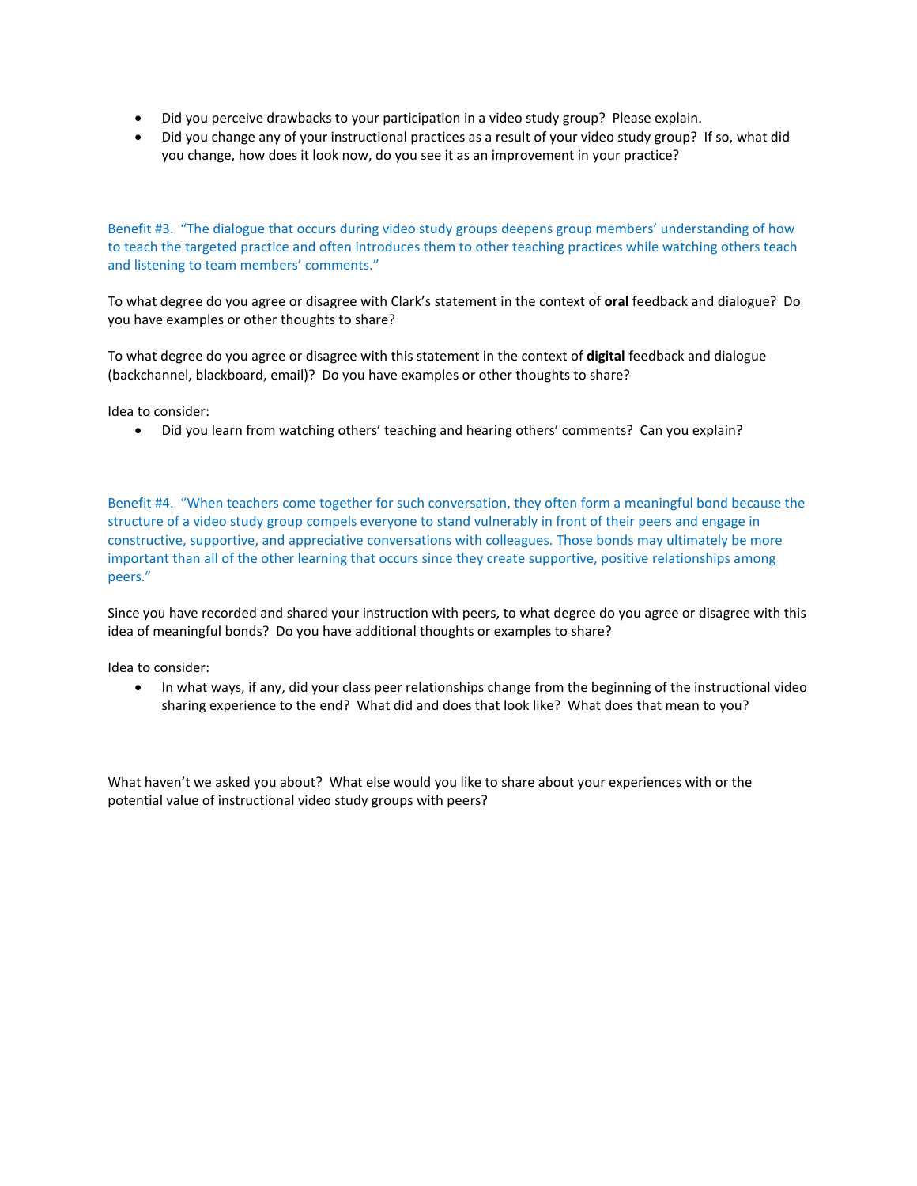- Did you perceive drawbacks to your participation in a video study group? Please explain.
- Did you change any of your instructional practices as a result of your video study group? If so, what did you change, how does it look now, do you see it as an improvement in your practice?

Benefit #3. "The dialogue that occurs during video study groups deepens group members' understanding of how to teach the targeted practice and often introduces them to other teaching practices while watching others teach and listening to team members' comments."

To what degree do you agree or disagree with Clark's statement in the context of **oral** feedback and dialogue? Do you have examples or other thoughts to share?

To what degree do you agree or disagree with this statement in the context of **digital** feedback and dialogue (backchannel, blackboard, email)? Do you have examples or other thoughts to share?

Idea to consider:

- Did you learn from watching others' teaching and hearing others' comments? Can you explain?

Benefit #4. "When teachers come together for such conversation, they often form a meaningful bond because the structure of a video study group compels everyone to stand vulnerably in front of their peers and engage in constructive, supportive, and appreciative conversations with colleagues. Those bonds may ultimately be more important than all of the other learning that occurs since they create supportive, positive relationships among peers."

Since you have recorded and shared your instruction with peers, to what degree do you agree or disagree with this idea of meaningful bonds? Do you have additional thoughts or examples to share?

Idea to consider:

- In what ways, if any, did your class peer relationships change from the beginning of the instructional video sharing experience to the end? What did and does that look like? What does that mean to you?

What haven't we asked you about? What else would you like to share about your experiences with or the potential value of instructional video study groups with peers?